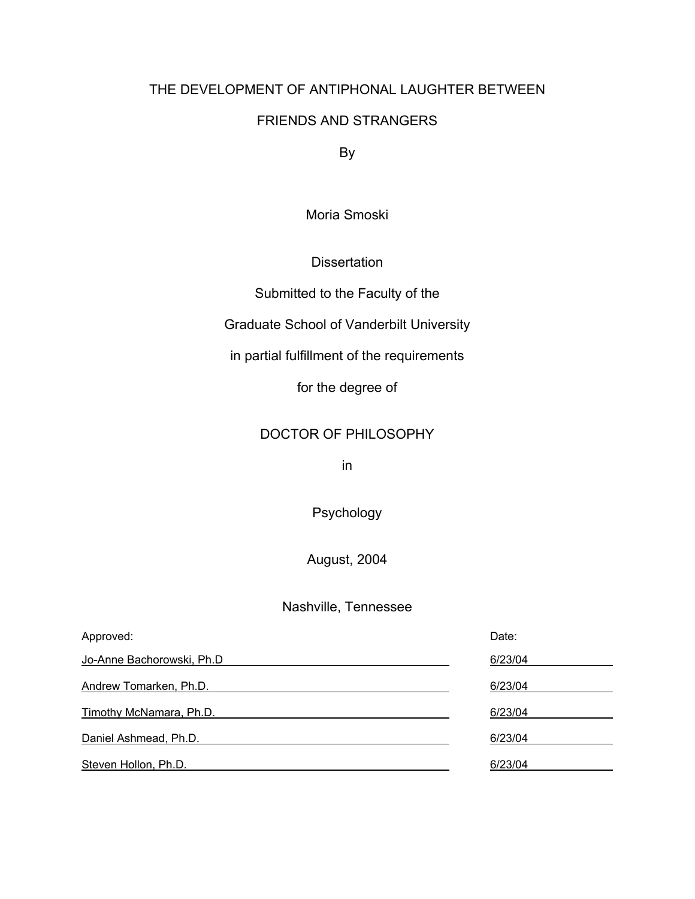# THE DEVELOPMENT OF ANTIPHONAL LAUGHTER BETWEEN FRIENDS AND STRANGERS

By

Moria Smoski

Dissertation

Submitted to the Faculty of the

Graduate School of Vanderbilt University

in partial fulfillment of the requirements

for the degree of

DOCTOR OF PHILOSOPHY

in

Psychology

August, 2004

Nashville, Tennessee

| Approved: | Date: |
| --- | --- |
| Jo-Anne Bachorowski, Ph.D | 6/23/04 |
| Andrew Tomarken, Ph.D. | 6/23/04 |
| Timothy McNamara, Ph.D. | 6/23/04 |
| Daniel Ashmead, Ph.D. | 6/23/04 |
| Steven Hollon, Ph.D. | 6/23/04 |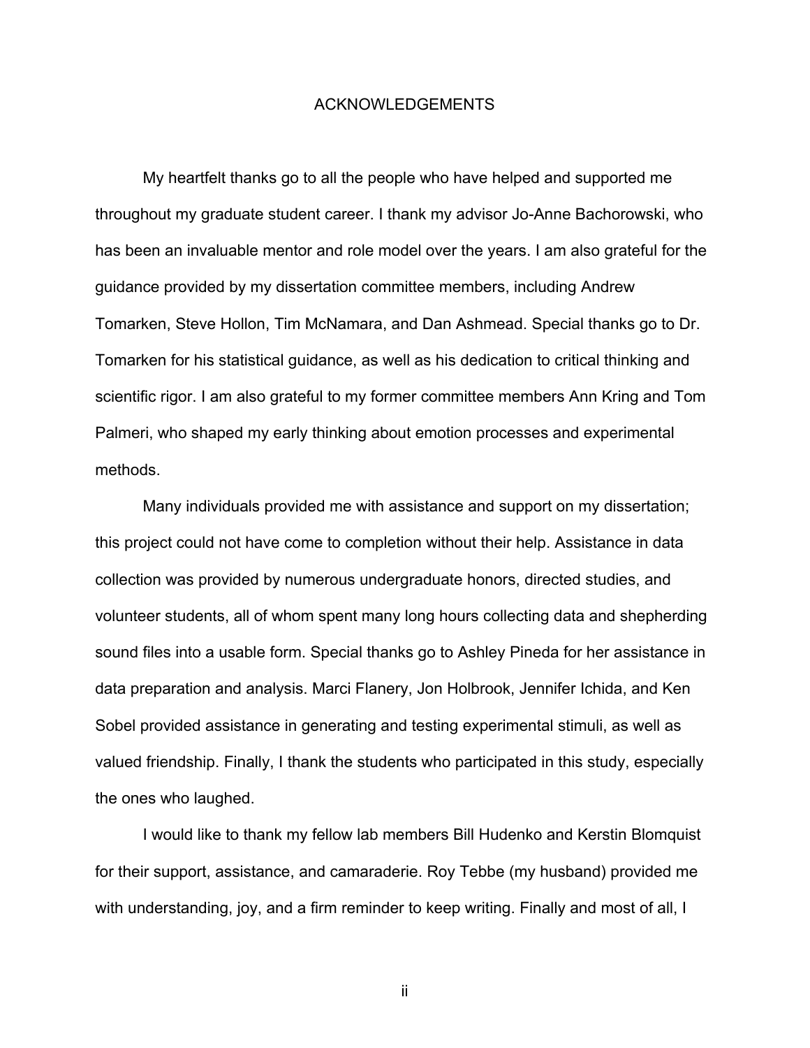# ACKNOWLEDGEMENTS

My heartfelt thanks go to all the people who have helped and supported me throughout my graduate student career. I thank my advisor Jo-Anne Bachorowski, who has been an invaluable mentor and role model over the years. I am also grateful for the guidance provided by my dissertation committee members, including Andrew Tomarken, Steve Hollon, Tim McNamara, and Dan Ashmead. Special thanks go to Dr. Tomarken for his statistical guidance, as well as his dedication to critical thinking and scientific rigor. I am also grateful to my former committee members Ann Kring and Tom Palmeri, who shaped my early thinking about emotion processes and experimental methods.

Many individuals provided me with assistance and support on my dissertation; this project could not have come to completion without their help. Assistance in data collection was provided by numerous undergraduate honors, directed studies, and volunteer students, all of whom spent many long hours collecting data and shepherding sound files into a usable form. Special thanks go to Ashley Pineda for her assistance in data preparation and analysis. Marci Flanery, Jon Holbrook, Jennifer Ichida, and Ken Sobel provided assistance in generating and testing experimental stimuli, as well as valued friendship. Finally, I thank the students who participated in this study, especially the ones who laughed.

I would like to thank my fellow lab members Bill Hudenko and Kerstin Blomquist for their support, assistance, and camaraderie. Roy Tebbe (my husband) provided me with understanding, joy, and a firm reminder to keep writing. Finally and most of all, I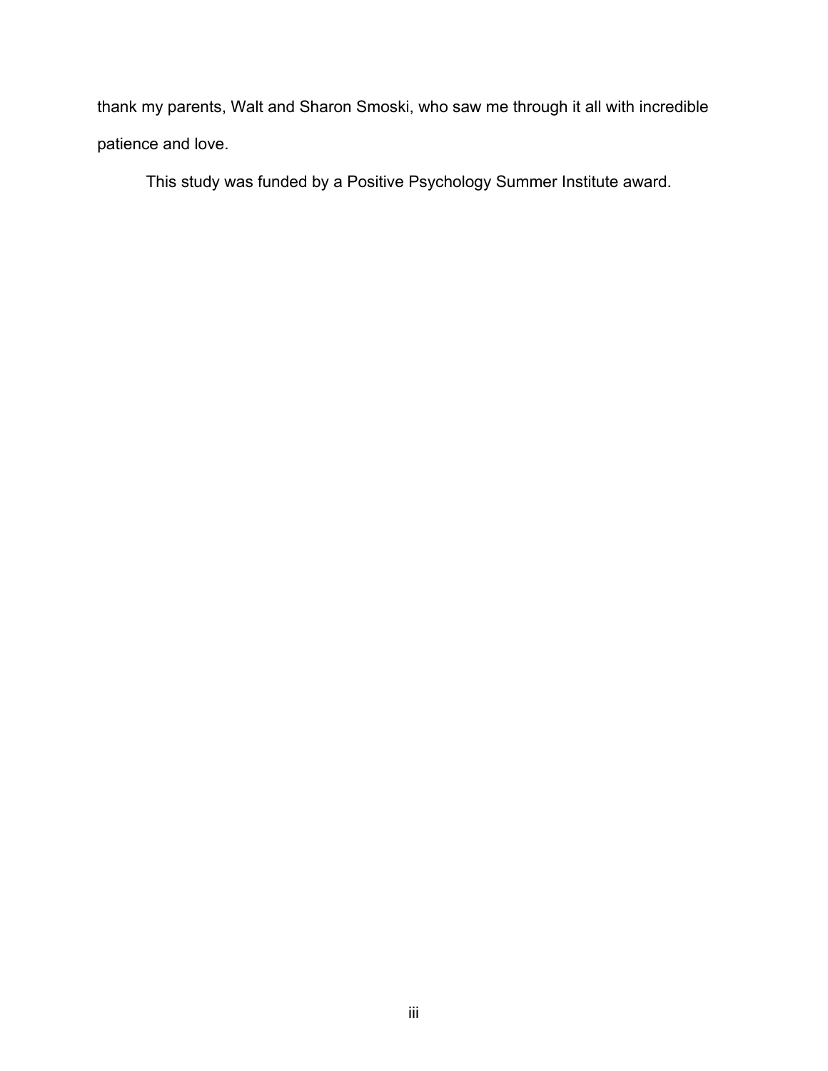thank my parents, Walt and Sharon Smoski, who saw me through it all with incredible patience and love.

This study was funded by a Positive Psychology Summer Institute award.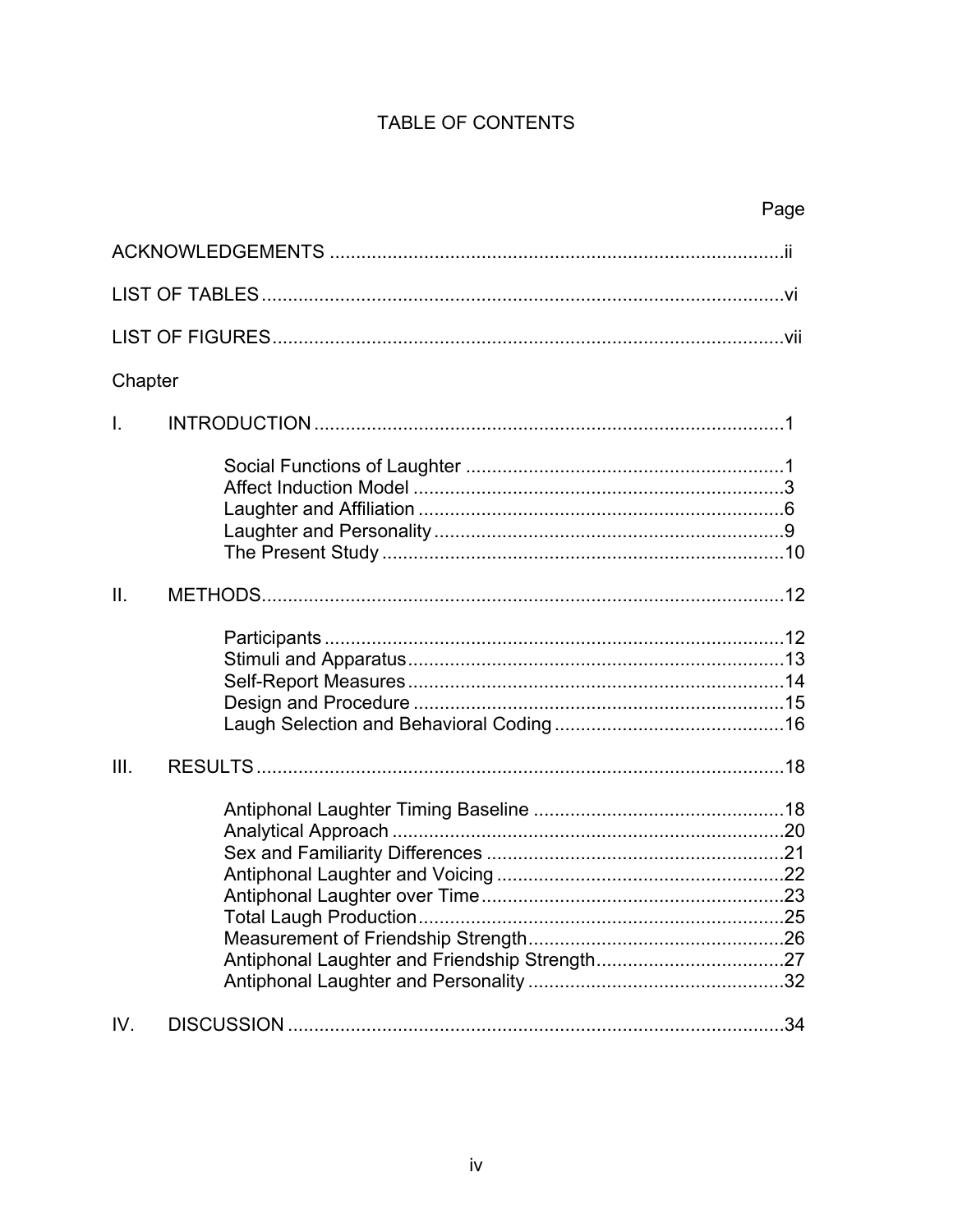# TABLE OF CONTENTS

| | Page |
|---|---|
| ACKNOWLEDGEMENTS | ii |
| LIST OF TABLES | vi |
| LIST OF FIGURES | vii |

Chapter

| | | Page |
|---|---|---|
| I. | INTRODUCTION | 1 |
| | Social Functions of Laughter | 1 |
| | Affect Induction Model | 3 |
| | Laughter and Affiliation | 6 |
| | Laughter and Personality | 9 |
| | The Present Study | 10 |
| II. | METHODS | 12 |
| | Participants | 12 |
| | Stimuli and Apparatus | 13 |
| | Self-Report Measures | 14 |
| | Design and Procedure | 15 |
| | Laugh Selection and Behavioral Coding | 16 |
| III. | RESULTS | 18 |
| | Antiphonal Laughter Timing Baseline | 18 |
| | Analytical Approach | 20 |
| | Sex and Familiarity Differences | 21 |
| | Antiphonal Laughter and Voicing | 22 |
| | Antiphonal Laughter over Time | 23 |
| | Total Laugh Production | 25 |
| | Measurement of Friendship Strength | 26 |
| | Antiphonal Laughter and Friendship Strength | 27 |
| | Antiphonal Laughter and Personality | 32 |
| IV. | DISCUSSION | 34 |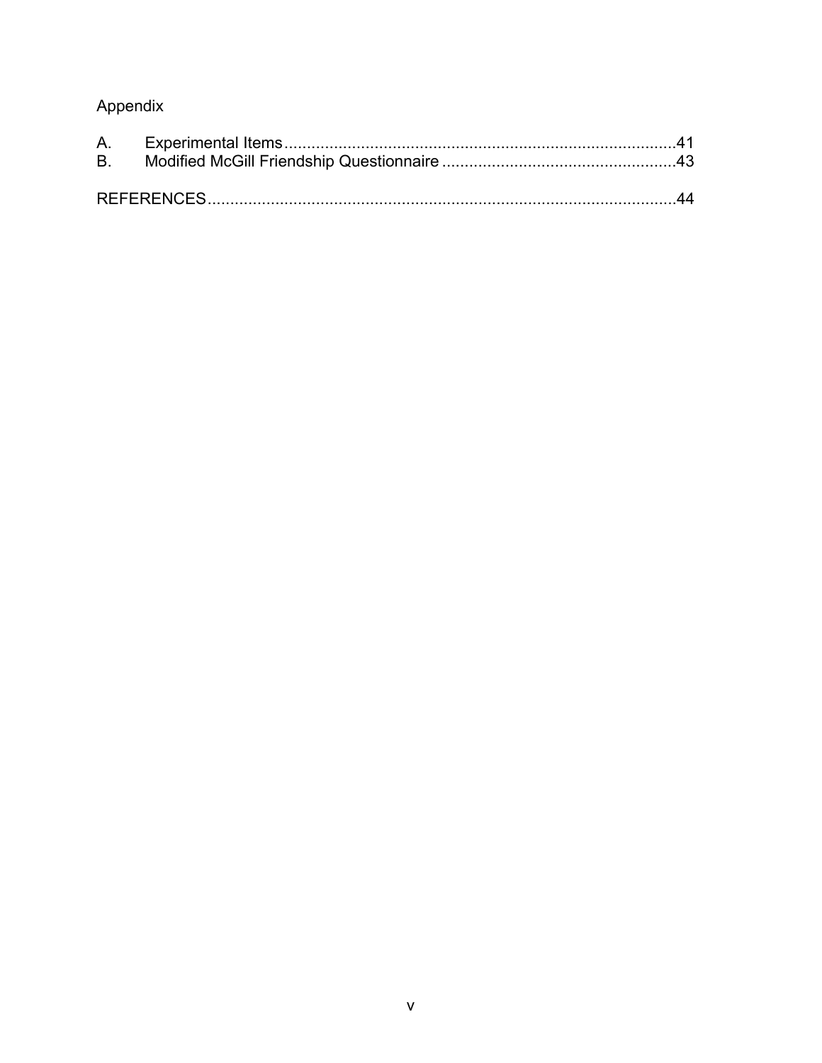Appendix

| | | |
|---|---|---|
| A. | Experimental Items | 41 |
| B. | Modified McGill Friendship Questionnaire | 43 |

REFERENCES ........................................................................................................ 44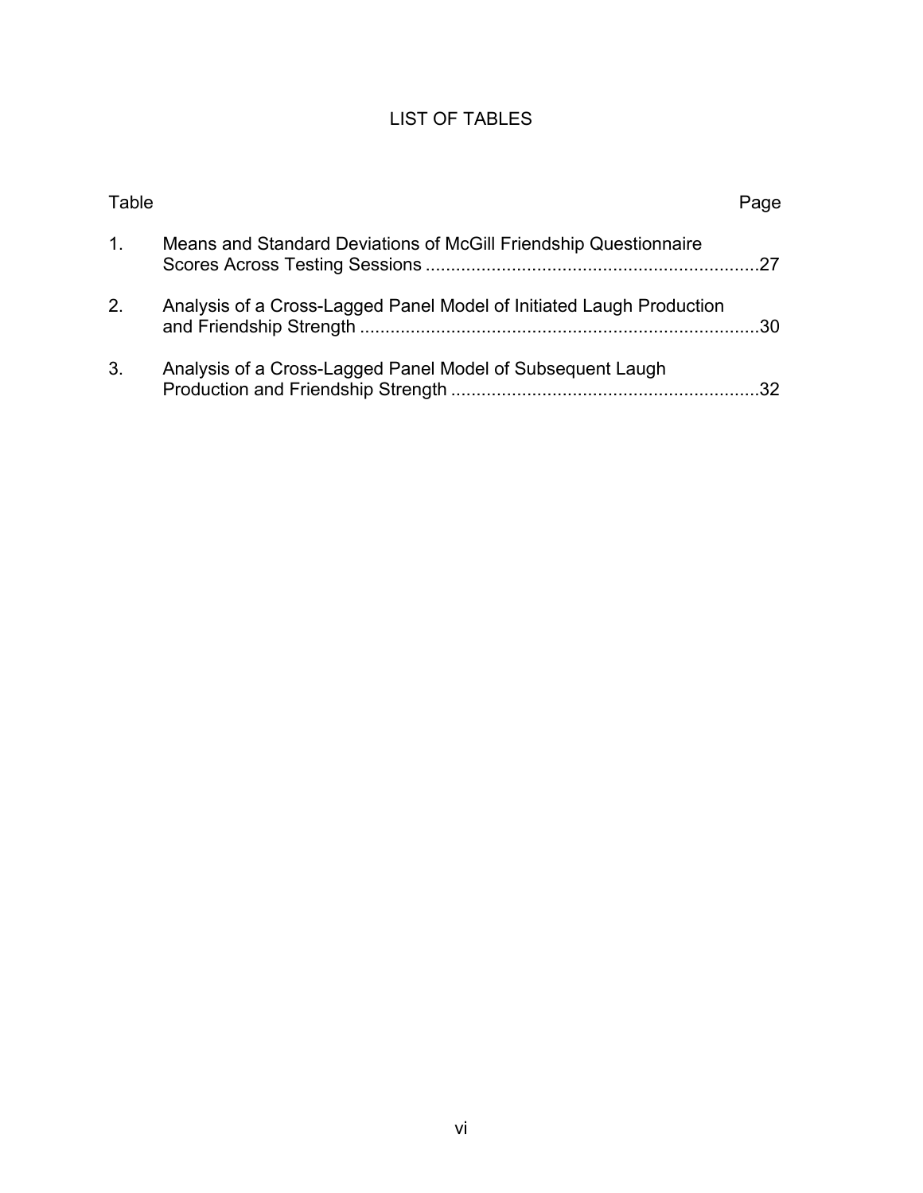# LIST OF TABLES

| Table | | Page |
|---|---|---|
| 1. | Means and Standard Deviations of McGill Friendship Questionnaire Scores Across Testing Sessions | 27 |
| 2. | Analysis of a Cross-Lagged Panel Model of Initiated Laugh Production and Friendship Strength | 30 |
| 3. | Analysis of a Cross-Lagged Panel Model of Subsequent Laugh Production and Friendship Strength | 32 |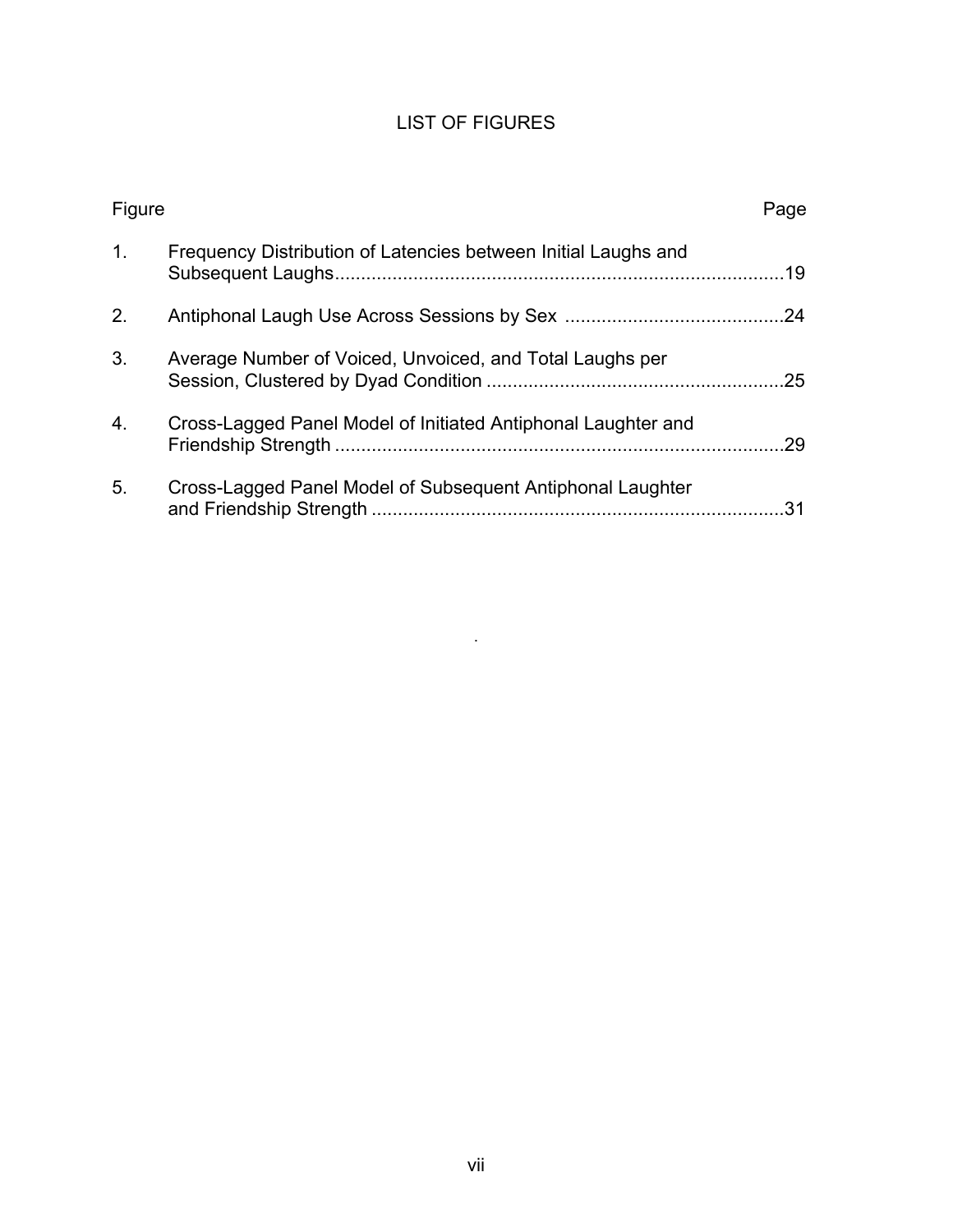# LIST OF FIGURES

| Figure | | Page |
| --- | --- | --- |
| 1. | Frequency Distribution of Latencies between Initial Laughs and Subsequent Laughs | 19 |
| 2. | Antiphonal Laugh Use Across Sessions by Sex | 24 |
| 3. | Average Number of Voiced, Unvoiced, and Total Laughs per Session, Clustered by Dyad Condition | 25 |
| 4. | Cross-Lagged Panel Model of Initiated Antiphonal Laughter and Friendship Strength | 29 |
| 5. | Cross-Lagged Panel Model of Subsequent Antiphonal Laughter and Friendship Strength | 31 |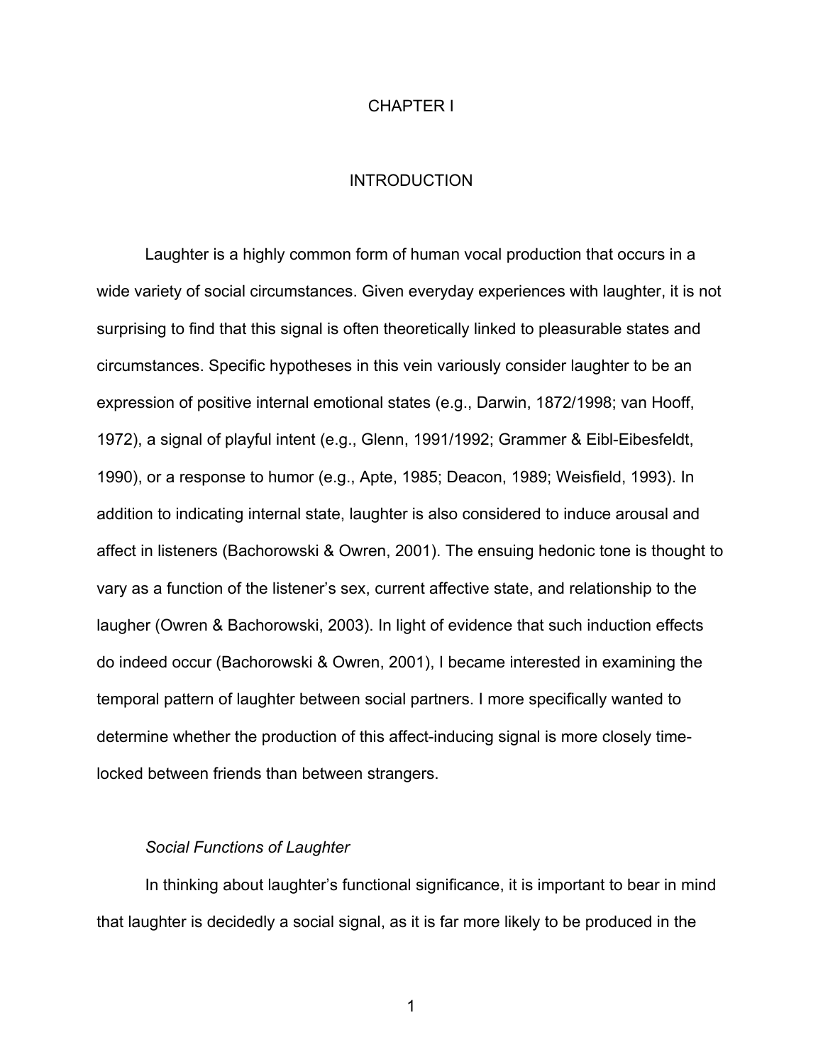# CHAPTER I

# INTRODUCTION

Laughter is a highly common form of human vocal production that occurs in a wide variety of social circumstances. Given everyday experiences with laughter, it is not surprising to find that this signal is often theoretically linked to pleasurable states and circumstances. Specific hypotheses in this vein variously consider laughter to be an expression of positive internal emotional states (e.g., Darwin, 1872/1998; van Hooff, 1972), a signal of playful intent (e.g., Glenn, 1991/1992; Grammer & Eibl-Eibesfeldt, 1990), or a response to humor (e.g., Apte, 1985; Deacon, 1989; Weisfield, 1993). In addition to indicating internal state, laughter is also considered to induce arousal and affect in listeners (Bachorowski & Owren, 2001). The ensuing hedonic tone is thought to vary as a function of the listener's sex, current affective state, and relationship to the laugher (Owren & Bachorowski, 2003). In light of evidence that such induction effects do indeed occur (Bachorowski & Owren, 2001), I became interested in examining the temporal pattern of laughter between social partners. I more specifically wanted to determine whether the production of this affect-inducing signal is more closely time-locked between friends than between strangers.

### *Social Functions of Laughter*

In thinking about laughter's functional significance, it is important to bear in mind that laughter is decidedly a social signal, as it is far more likely to be produced in the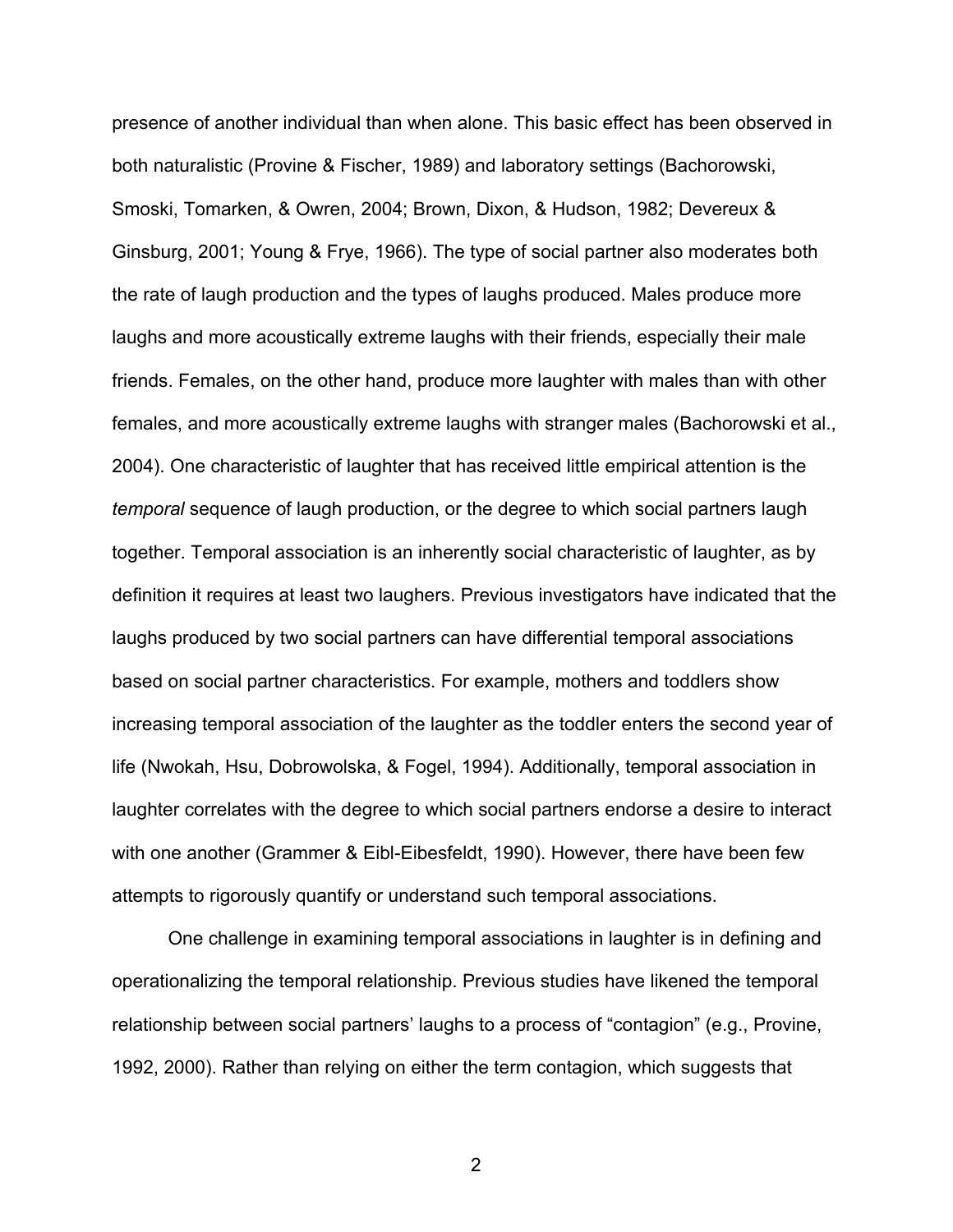presence of another individual than when alone. This basic effect has been observed in both naturalistic (Provine & Fischer, 1989) and laboratory settings (Bachorowski, Smoski, Tomarken, & Owren, 2004; Brown, Dixon, & Hudson, 1982; Devereux & Ginsburg, 2001; Young & Frye, 1966). The type of social partner also moderates both the rate of laugh production and the types of laughs produced. Males produce more laughs and more acoustically extreme laughs with their friends, especially their male friends. Females, on the other hand, produce more laughter with males than with other females, and more acoustically extreme laughs with stranger males (Bachorowski et al., 2004). One characteristic of laughter that has received little empirical attention is the *temporal* sequence of laugh production, or the degree to which social partners laugh together. Temporal association is an inherently social characteristic of laughter, as by definition it requires at least two laughers. Previous investigators have indicated that the laughs produced by two social partners can have differential temporal associations based on social partner characteristics. For example, mothers and toddlers show increasing temporal association of the laughter as the toddler enters the second year of life (Nwokah, Hsu, Dobrowolska, & Fogel, 1994). Additionally, temporal association in laughter correlates with the degree to which social partners endorse a desire to interact with one another (Grammer & Eibl-Eibesfeldt, 1990). However, there have been few attempts to rigorously quantify or understand such temporal associations.

One challenge in examining temporal associations in laughter is in defining and operationalizing the temporal relationship. Previous studies have likened the temporal relationship between social partners' laughs to a process of "contagion" (e.g., Provine, 1992, 2000). Rather than relying on either the term contagion, which suggests that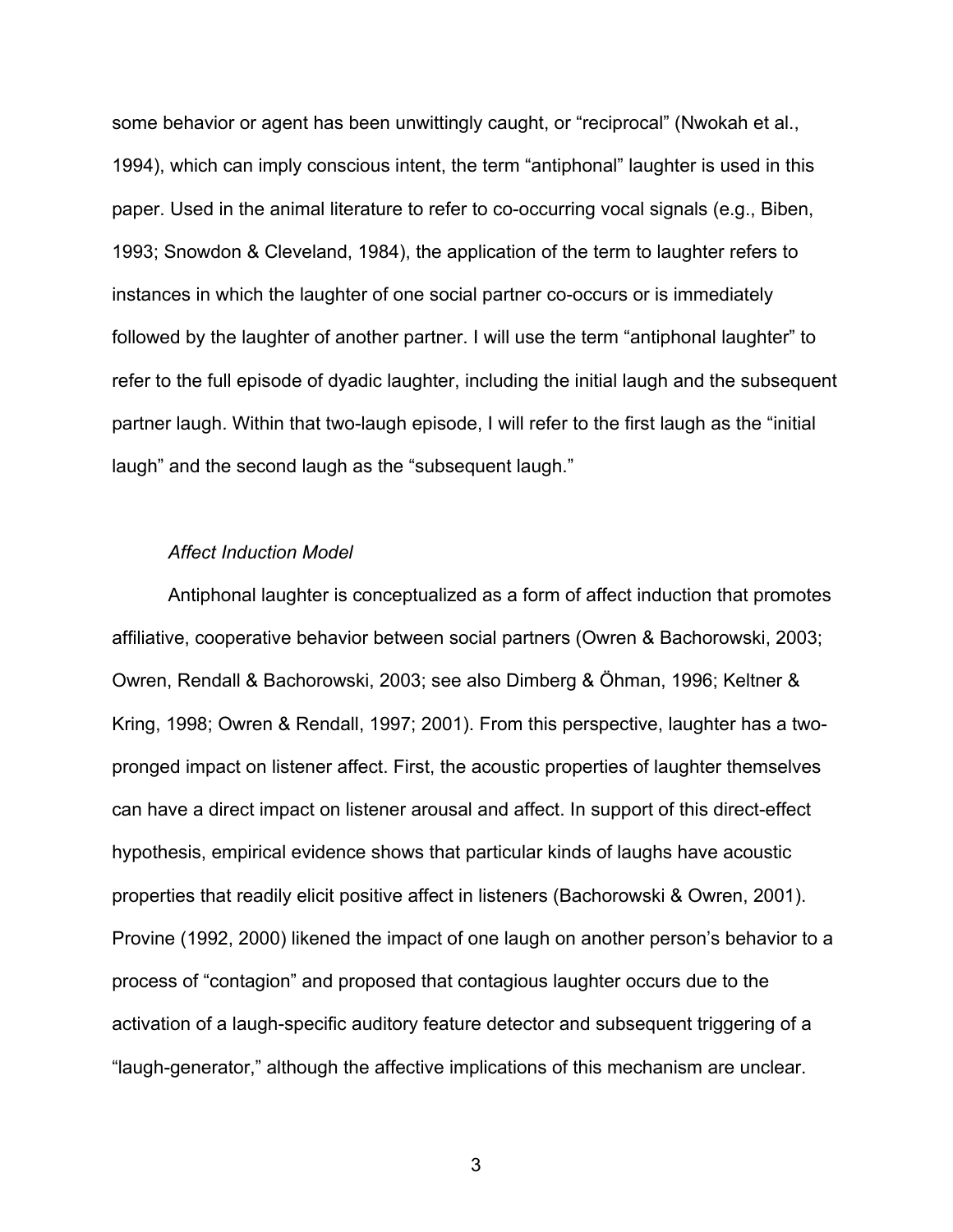some behavior or agent has been unwittingly caught, or "reciprocal" (Nwokah et al., 1994), which can imply conscious intent, the term "antiphonal" laughter is used in this paper. Used in the animal literature to refer to co-occurring vocal signals (e.g., Biben, 1993; Snowdon & Cleveland, 1984), the application of the term to laughter refers to instances in which the laughter of one social partner co-occurs or is immediately followed by the laughter of another partner. I will use the term "antiphonal laughter" to refer to the full episode of dyadic laughter, including the initial laugh and the subsequent partner laugh. Within that two-laugh episode, I will refer to the first laugh as the "initial laugh" and the second laugh as the "subsequent laugh."

### *Affect Induction Model*

Antiphonal laughter is conceptualized as a form of affect induction that promotes affiliative, cooperative behavior between social partners (Owren & Bachorowski, 2003; Owren, Rendall & Bachorowski, 2003; see also Dimberg & Öhman, 1996; Keltner & Kring, 1998; Owren & Rendall, 1997; 2001). From this perspective, laughter has a two-pronged impact on listener affect. First, the acoustic properties of laughter themselves can have a direct impact on listener arousal and affect. In support of this direct-effect hypothesis, empirical evidence shows that particular kinds of laughs have acoustic properties that readily elicit positive affect in listeners (Bachorowski & Owren, 2001). Provine (1992, 2000) likened the impact of one laugh on another person's behavior to a process of "contagion" and proposed that contagious laughter occurs due to the activation of a laugh-specific auditory feature detector and subsequent triggering of a "laugh-generator," although the affective implications of this mechanism are unclear.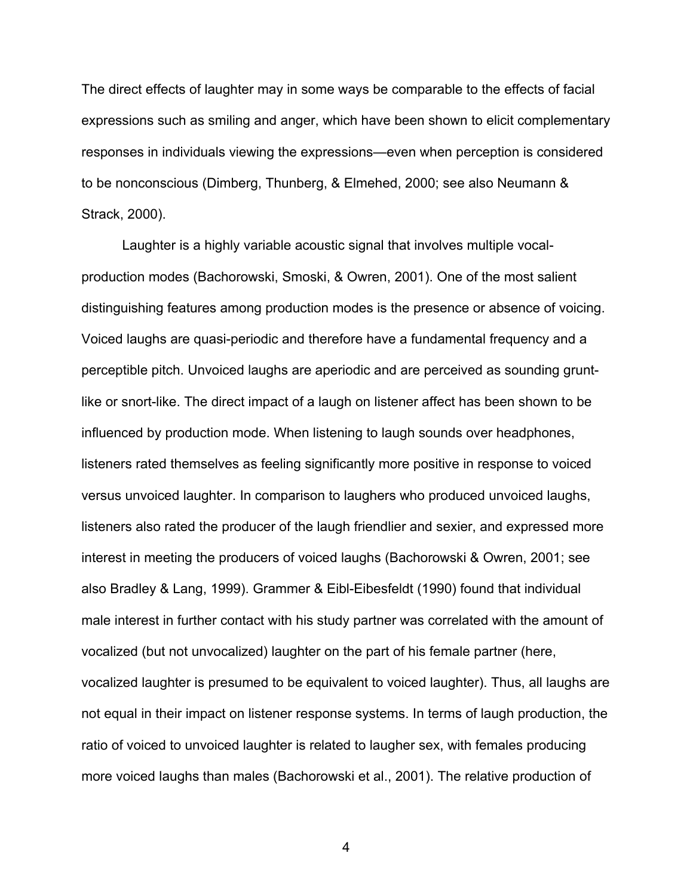The direct effects of laughter may in some ways be comparable to the effects of facial expressions such as smiling and anger, which have been shown to elicit complementary responses in individuals viewing the expressions—even when perception is considered to be nonconscious (Dimberg, Thunberg, & Elmehed, 2000; see also Neumann & Strack, 2000).

Laughter is a highly variable acoustic signal that involves multiple vocal-production modes (Bachorowski, Smoski, & Owren, 2001). One of the most salient distinguishing features among production modes is the presence or absence of voicing. Voiced laughs are quasi-periodic and therefore have a fundamental frequency and a perceptible pitch. Unvoiced laughs are aperiodic and are perceived as sounding grunt-like or snort-like. The direct impact of a laugh on listener affect has been shown to be influenced by production mode. When listening to laugh sounds over headphones, listeners rated themselves as feeling significantly more positive in response to voiced versus unvoiced laughter. In comparison to laughers who produced unvoiced laughs, listeners also rated the producer of the laugh friendlier and sexier, and expressed more interest in meeting the producers of voiced laughs (Bachorowski & Owren, 2001; see also Bradley & Lang, 1999). Grammer & Eibl-Eibesfeldt (1990) found that individual male interest in further contact with his study partner was correlated with the amount of vocalized (but not unvocalized) laughter on the part of his female partner (here, vocalized laughter is presumed to be equivalent to voiced laughter). Thus, all laughs are not equal in their impact on listener response systems. In terms of laugh production, the ratio of voiced to unvoiced laughter is related to laugher sex, with females producing more voiced laughs than males (Bachorowski et al., 2001). The relative production of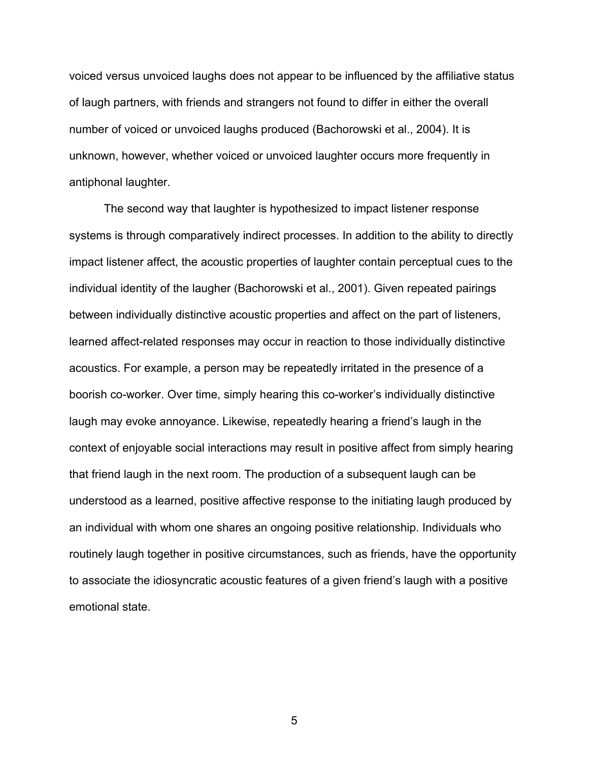voiced versus unvoiced laughs does not appear to be influenced by the affiliative status of laugh partners, with friends and strangers not found to differ in either the overall number of voiced or unvoiced laughs produced (Bachorowski et al., 2004). It is unknown, however, whether voiced or unvoiced laughter occurs more frequently in antiphonal laughter.

The second way that laughter is hypothesized to impact listener response systems is through comparatively indirect processes. In addition to the ability to directly impact listener affect, the acoustic properties of laughter contain perceptual cues to the individual identity of the laugher (Bachorowski et al., 2001). Given repeated pairings between individually distinctive acoustic properties and affect on the part of listeners, learned affect-related responses may occur in reaction to those individually distinctive acoustics. For example, a person may be repeatedly irritated in the presence of a boorish co-worker. Over time, simply hearing this co-worker's individually distinctive laugh may evoke annoyance. Likewise, repeatedly hearing a friend's laugh in the context of enjoyable social interactions may result in positive affect from simply hearing that friend laugh in the next room. The production of a subsequent laugh can be understood as a learned, positive affective response to the initiating laugh produced by an individual with whom one shares an ongoing positive relationship. Individuals who routinely laugh together in positive circumstances, such as friends, have the opportunity to associate the idiosyncratic acoustic features of a given friend's laugh with a positive emotional state.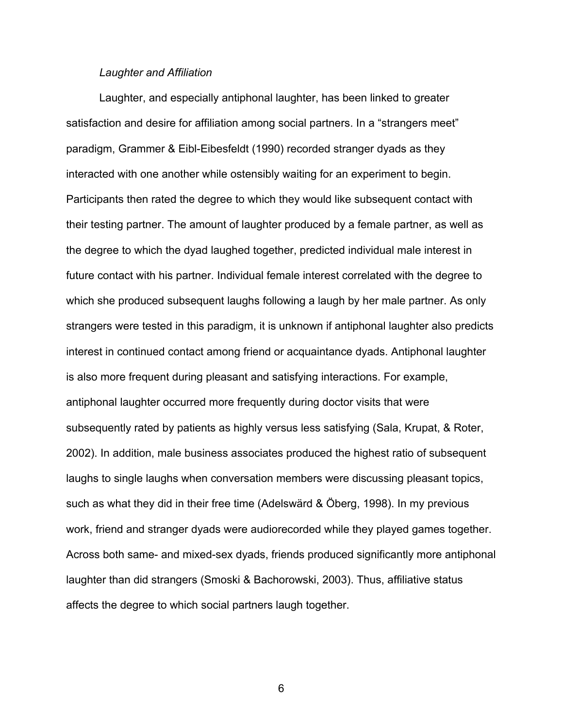*Laughter and Affiliation*

Laughter, and especially antiphonal laughter, has been linked to greater satisfaction and desire for affiliation among social partners. In a "strangers meet" paradigm, Grammer & Eibl-Eibesfeldt (1990) recorded stranger dyads as they interacted with one another while ostensibly waiting for an experiment to begin. Participants then rated the degree to which they would like subsequent contact with their testing partner. The amount of laughter produced by a female partner, as well as the degree to which the dyad laughed together, predicted individual male interest in future contact with his partner. Individual female interest correlated with the degree to which she produced subsequent laughs following a laugh by her male partner. As only strangers were tested in this paradigm, it is unknown if antiphonal laughter also predicts interest in continued contact among friend or acquaintance dyads. Antiphonal laughter is also more frequent during pleasant and satisfying interactions. For example, antiphonal laughter occurred more frequently during doctor visits that were subsequently rated by patients as highly versus less satisfying (Sala, Krupat, & Roter, 2002). In addition, male business associates produced the highest ratio of subsequent laughs to single laughs when conversation members were discussing pleasant topics, such as what they did in their free time (Adelswärd & Öberg, 1998). In my previous work, friend and stranger dyads were audiorecorded while they played games together. Across both same- and mixed-sex dyads, friends produced significantly more antiphonal laughter than did strangers (Smoski & Bachorowski, 2003). Thus, affiliative status affects the degree to which social partners laugh together.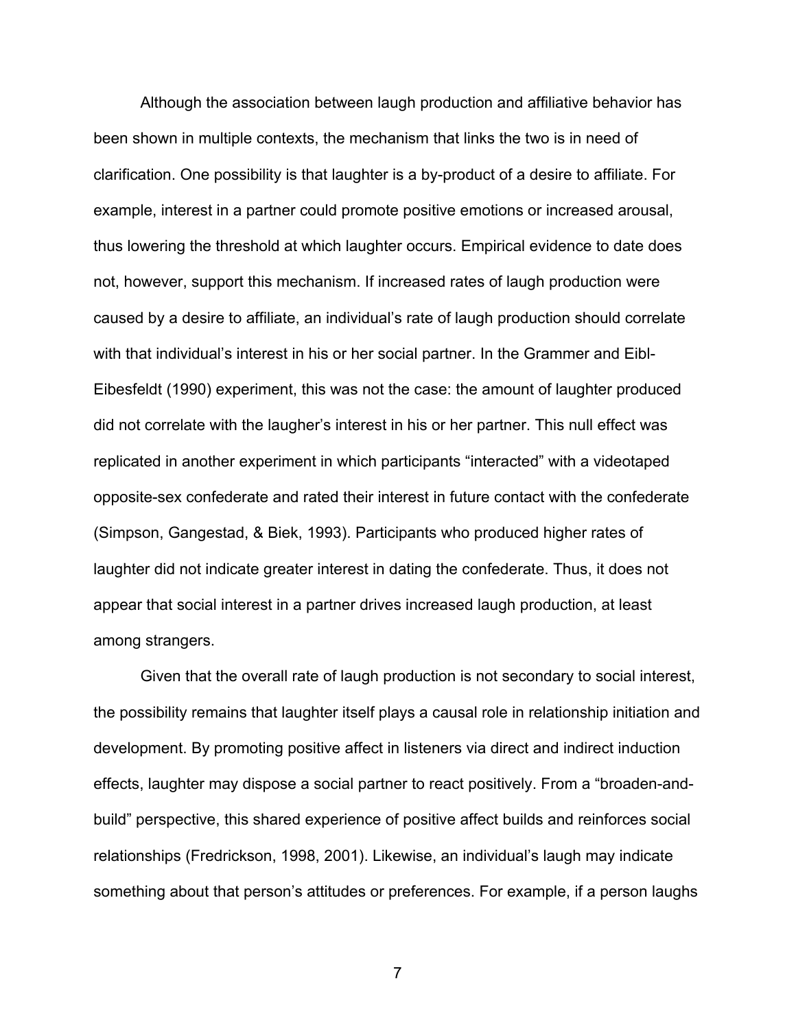Although the association between laugh production and affiliative behavior has been shown in multiple contexts, the mechanism that links the two is in need of clarification. One possibility is that laughter is a by-product of a desire to affiliate. For example, interest in a partner could promote positive emotions or increased arousal, thus lowering the threshold at which laughter occurs. Empirical evidence to date does not, however, support this mechanism. If increased rates of laugh production were caused by a desire to affiliate, an individual's rate of laugh production should correlate with that individual's interest in his or her social partner. In the Grammer and Eibl-Eibesfeldt (1990) experiment, this was not the case: the amount of laughter produced did not correlate with the laugher's interest in his or her partner. This null effect was replicated in another experiment in which participants "interacted" with a videotaped opposite-sex confederate and rated their interest in future contact with the confederate (Simpson, Gangestad, & Biek, 1993). Participants who produced higher rates of laughter did not indicate greater interest in dating the confederate. Thus, it does not appear that social interest in a partner drives increased laugh production, at least among strangers.

Given that the overall rate of laugh production is not secondary to social interest, the possibility remains that laughter itself plays a causal role in relationship initiation and development. By promoting positive affect in listeners via direct and indirect induction effects, laughter may dispose a social partner to react positively. From a "broaden-and-build" perspective, this shared experience of positive affect builds and reinforces social relationships (Fredrickson, 1998, 2001). Likewise, an individual's laugh may indicate something about that person's attitudes or preferences. For example, if a person laughs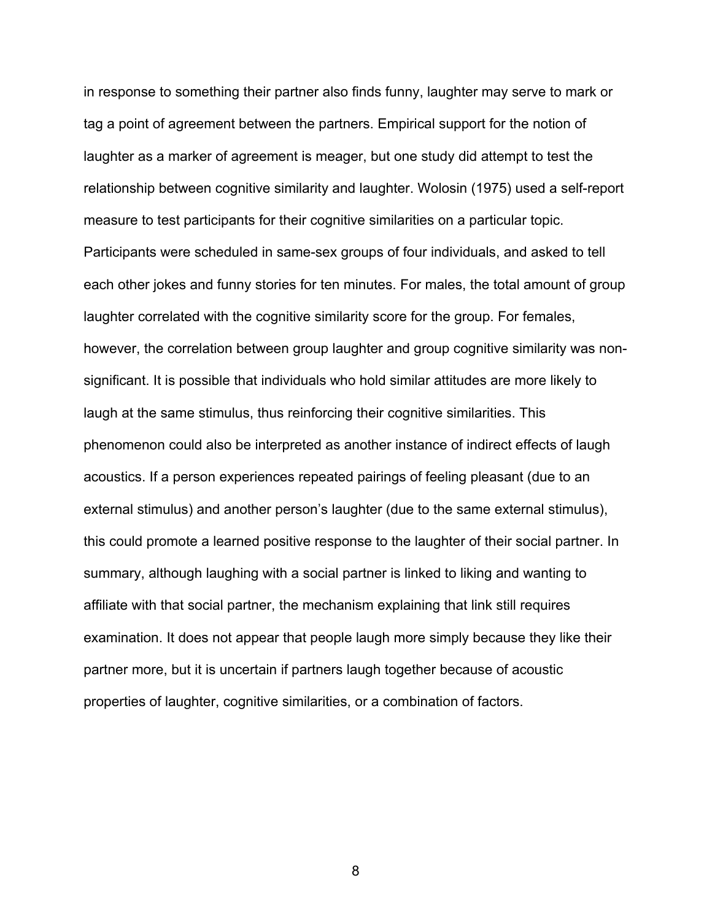in response to something their partner also finds funny, laughter may serve to mark or tag a point of agreement between the partners. Empirical support for the notion of laughter as a marker of agreement is meager, but one study did attempt to test the relationship between cognitive similarity and laughter. Wolosin (1975) used a self-report measure to test participants for their cognitive similarities on a particular topic. Participants were scheduled in same-sex groups of four individuals, and asked to tell each other jokes and funny stories for ten minutes. For males, the total amount of group laughter correlated with the cognitive similarity score for the group. For females, however, the correlation between group laughter and group cognitive similarity was non-significant. It is possible that individuals who hold similar attitudes are more likely to laugh at the same stimulus, thus reinforcing their cognitive similarities. This phenomenon could also be interpreted as another instance of indirect effects of laugh acoustics. If a person experiences repeated pairings of feeling pleasant (due to an external stimulus) and another person's laughter (due to the same external stimulus), this could promote a learned positive response to the laughter of their social partner. In summary, although laughing with a social partner is linked to liking and wanting to affiliate with that social partner, the mechanism explaining that link still requires examination. It does not appear that people laugh more simply because they like their partner more, but it is uncertain if partners laugh together because of acoustic properties of laughter, cognitive similarities, or a combination of factors.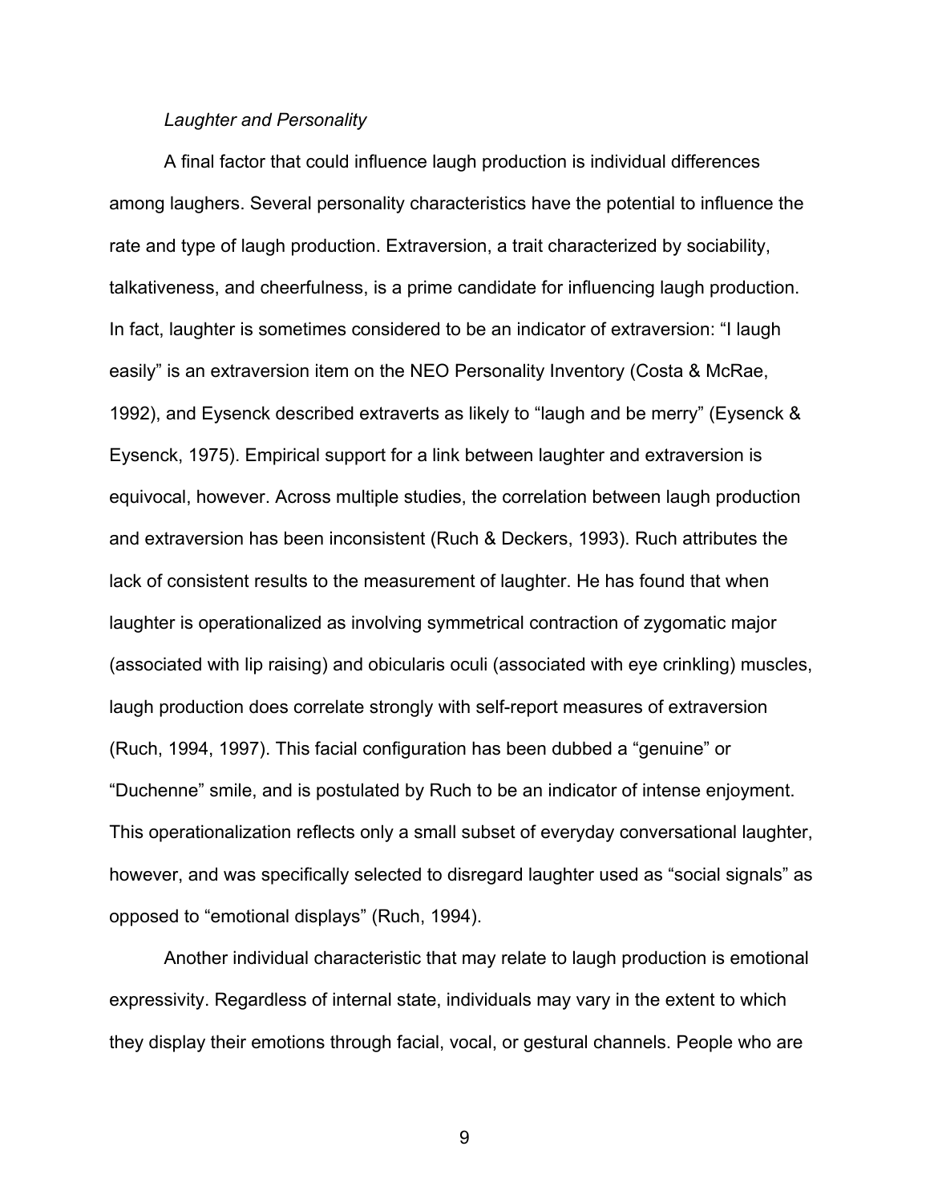*Laughter and Personality*

A final factor that could influence laugh production is individual differences among laughers. Several personality characteristics have the potential to influence the rate and type of laugh production. Extraversion, a trait characterized by sociability, talkativeness, and cheerfulness, is a prime candidate for influencing laugh production. In fact, laughter is sometimes considered to be an indicator of extraversion: "I laugh easily" is an extraversion item on the NEO Personality Inventory (Costa & McRae, 1992), and Eysenck described extraverts as likely to "laugh and be merry" (Eysenck & Eysenck, 1975). Empirical support for a link between laughter and extraversion is equivocal, however. Across multiple studies, the correlation between laugh production and extraversion has been inconsistent (Ruch & Deckers, 1993). Ruch attributes the lack of consistent results to the measurement of laughter. He has found that when laughter is operationalized as involving symmetrical contraction of zygomatic major (associated with lip raising) and obicularis oculi (associated with eye crinkling) muscles, laugh production does correlate strongly with self-report measures of extraversion (Ruch, 1994, 1997). This facial configuration has been dubbed a "genuine" or "Duchenne" smile, and is postulated by Ruch to be an indicator of intense enjoyment. This operationalization reflects only a small subset of everyday conversational laughter, however, and was specifically selected to disregard laughter used as "social signals" as opposed to "emotional displays" (Ruch, 1994).

Another individual characteristic that may relate to laugh production is emotional expressivity. Regardless of internal state, individuals may vary in the extent to which they display their emotions through facial, vocal, or gestural channels. People who are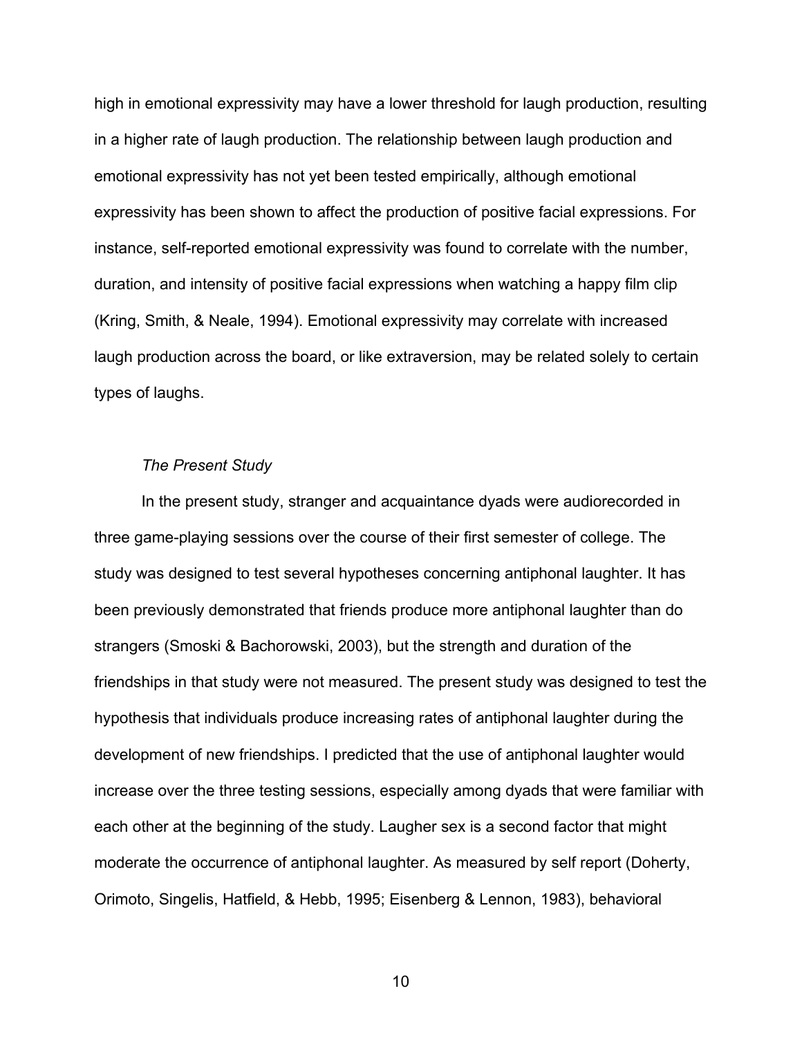high in emotional expressivity may have a lower threshold for laugh production, resulting in a higher rate of laugh production. The relationship between laugh production and emotional expressivity has not yet been tested empirically, although emotional expressivity has been shown to affect the production of positive facial expressions. For instance, self-reported emotional expressivity was found to correlate with the number, duration, and intensity of positive facial expressions when watching a happy film clip (Kring, Smith, & Neale, 1994). Emotional expressivity may correlate with increased laugh production across the board, or like extraversion, may be related solely to certain types of laughs.

### *The Present Study*

In the present study, stranger and acquaintance dyads were audiorecorded in three game-playing sessions over the course of their first semester of college. The study was designed to test several hypotheses concerning antiphonal laughter. It has been previously demonstrated that friends produce more antiphonal laughter than do strangers (Smoski & Bachorowski, 2003), but the strength and duration of the friendships in that study were not measured. The present study was designed to test the hypothesis that individuals produce increasing rates of antiphonal laughter during the development of new friendships. I predicted that the use of antiphonal laughter would increase over the three testing sessions, especially among dyads that were familiar with each other at the beginning of the study. Laugher sex is a second factor that might moderate the occurrence of antiphonal laughter. As measured by self report (Doherty, Orimoto, Singelis, Hatfield, & Hebb, 1995; Eisenberg & Lennon, 1983), behavioral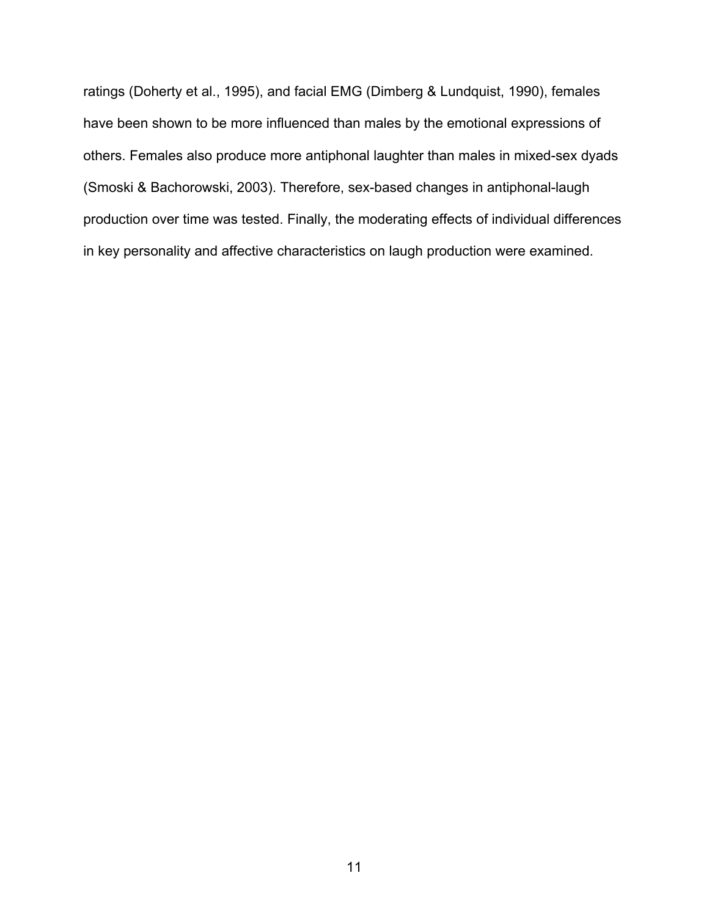ratings (Doherty et al., 1995), and facial EMG (Dimberg & Lundquist, 1990), females have been shown to be more influenced than males by the emotional expressions of others. Females also produce more antiphonal laughter than males in mixed-sex dyads (Smoski & Bachorowski, 2003). Therefore, sex-based changes in antiphonal-laugh production over time was tested. Finally, the moderating effects of individual differences in key personality and affective characteristics on laugh production were examined.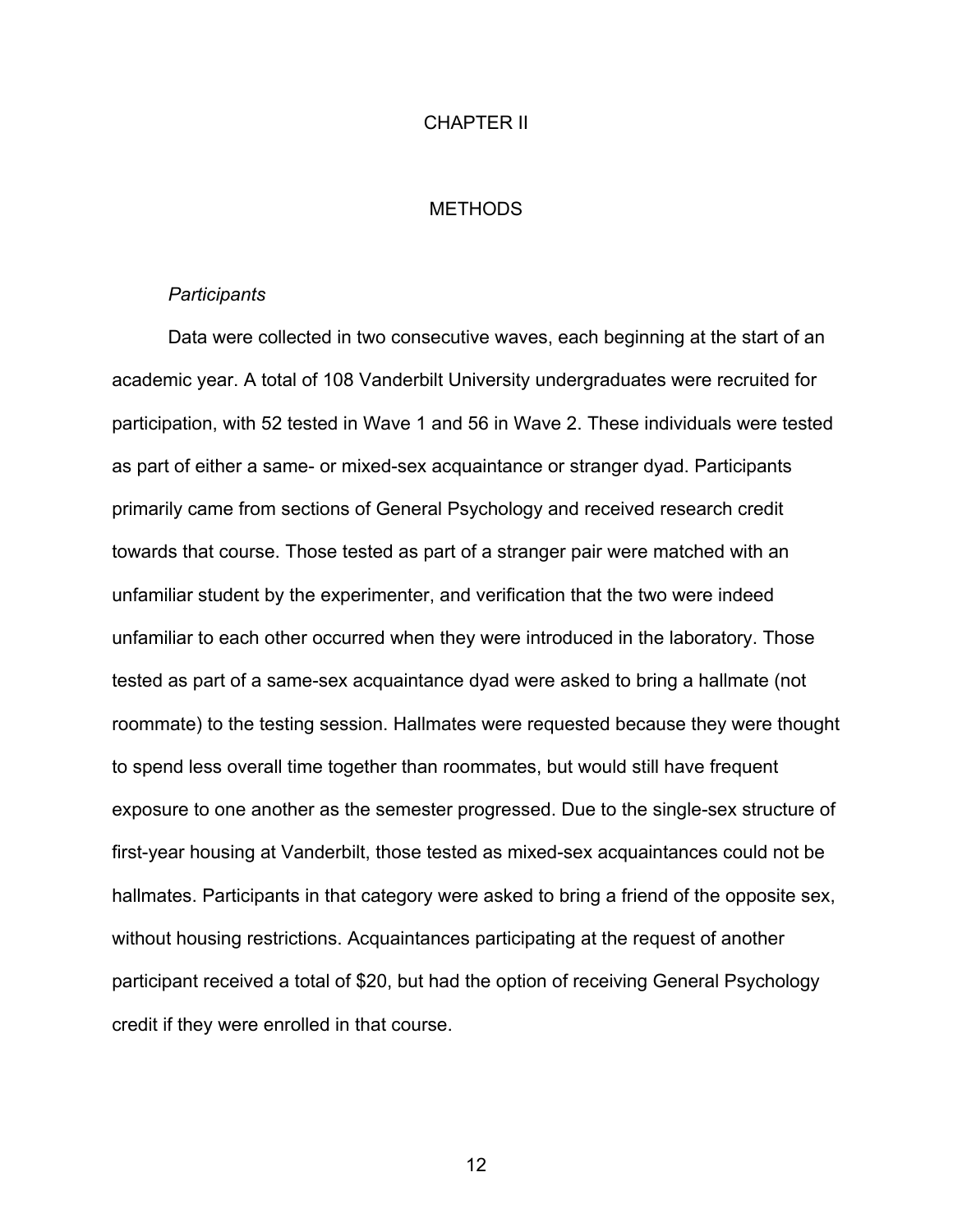# CHAPTER II

# METHODS

### *Participants*

Data were collected in two consecutive waves, each beginning at the start of an academic year. A total of 108 Vanderbilt University undergraduates were recruited for participation, with 52 tested in Wave 1 and 56 in Wave 2. These individuals were tested as part of either a same- or mixed-sex acquaintance or stranger dyad. Participants primarily came from sections of General Psychology and received research credit towards that course. Those tested as part of a stranger pair were matched with an unfamiliar student by the experimenter, and verification that the two were indeed unfamiliar to each other occurred when they were introduced in the laboratory. Those tested as part of a same-sex acquaintance dyad were asked to bring a hallmate (not roommate) to the testing session. Hallmates were requested because they were thought to spend less overall time together than roommates, but would still have frequent exposure to one another as the semester progressed. Due to the single-sex structure of first-year housing at Vanderbilt, those tested as mixed-sex acquaintances could not be hallmates. Participants in that category were asked to bring a friend of the opposite sex, without housing restrictions. Acquaintances participating at the request of another participant received a total of $20, but had the option of receiving General Psychology credit if they were enrolled in that course.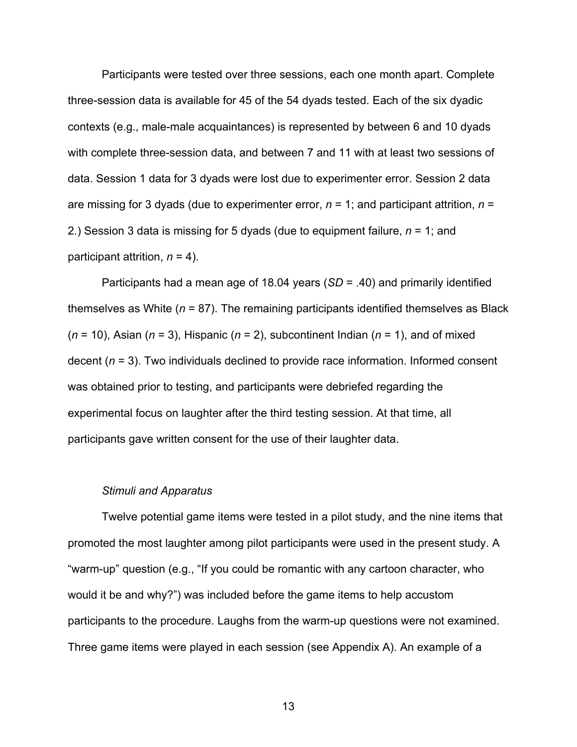Participants were tested over three sessions, each one month apart. Complete three-session data is available for 45 of the 54 dyads tested. Each of the six dyadic contexts (e.g., male-male acquaintances) is represented by between 6 and 10 dyads with complete three-session data, and between 7 and 11 with at least two sessions of data. Session 1 data for 3 dyads were lost due to experimenter error. Session 2 data are missing for 3 dyads (due to experimenter error, *n* = 1; and participant attrition, *n* = 2.) Session 3 data is missing for 5 dyads (due to equipment failure, *n* = 1; and participant attrition, *n* = 4).

Participants had a mean age of 18.04 years (*SD* = .40) and primarily identified themselves as White (*n* = 87). The remaining participants identified themselves as Black (*n* = 10), Asian (*n* = 3), Hispanic (*n* = 2), subcontinent Indian (*n* = 1), and of mixed decent (*n* = 3). Two individuals declined to provide race information. Informed consent was obtained prior to testing, and participants were debriefed regarding the experimental focus on laughter after the third testing session. At that time, all participants gave written consent for the use of their laughter data.

### *Stimuli and Apparatus*

Twelve potential game items were tested in a pilot study, and the nine items that promoted the most laughter among pilot participants were used in the present study. A "warm-up" question (e.g., "If you could be romantic with any cartoon character, who would it be and why?") was included before the game items to help accustom participants to the procedure. Laughs from the warm-up questions were not examined. Three game items were played in each session (see Appendix A). An example of a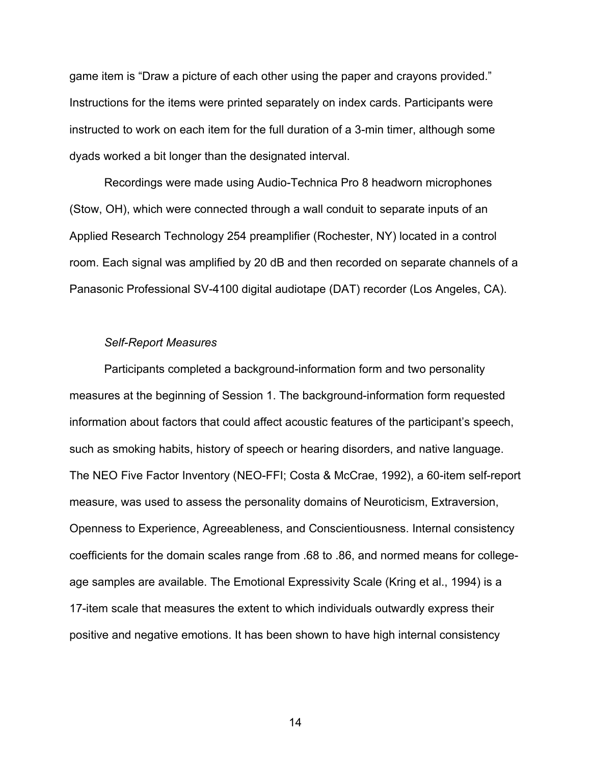game item is "Draw a picture of each other using the paper and crayons provided." Instructions for the items were printed separately on index cards. Participants were instructed to work on each item for the full duration of a 3-min timer, although some dyads worked a bit longer than the designated interval.

Recordings were made using Audio-Technica Pro 8 headworn microphones (Stow, OH), which were connected through a wall conduit to separate inputs of an Applied Research Technology 254 preamplifier (Rochester, NY) located in a control room. Each signal was amplified by 20 dB and then recorded on separate channels of a Panasonic Professional SV-4100 digital audiotape (DAT) recorder (Los Angeles, CA).

### *Self-Report Measures*

Participants completed a background-information form and two personality measures at the beginning of Session 1. The background-information form requested information about factors that could affect acoustic features of the participant's speech, such as smoking habits, history of speech or hearing disorders, and native language. The NEO Five Factor Inventory (NEO-FFI; Costa & McCrae, 1992), a 60-item self-report measure, was used to assess the personality domains of Neuroticism, Extraversion, Openness to Experience, Agreeableness, and Conscientiousness. Internal consistency coefficients for the domain scales range from .68 to .86, and normed means for college-age samples are available. The Emotional Expressivity Scale (Kring et al., 1994) is a 17-item scale that measures the extent to which individuals outwardly express their positive and negative emotions. It has been shown to have high internal consistency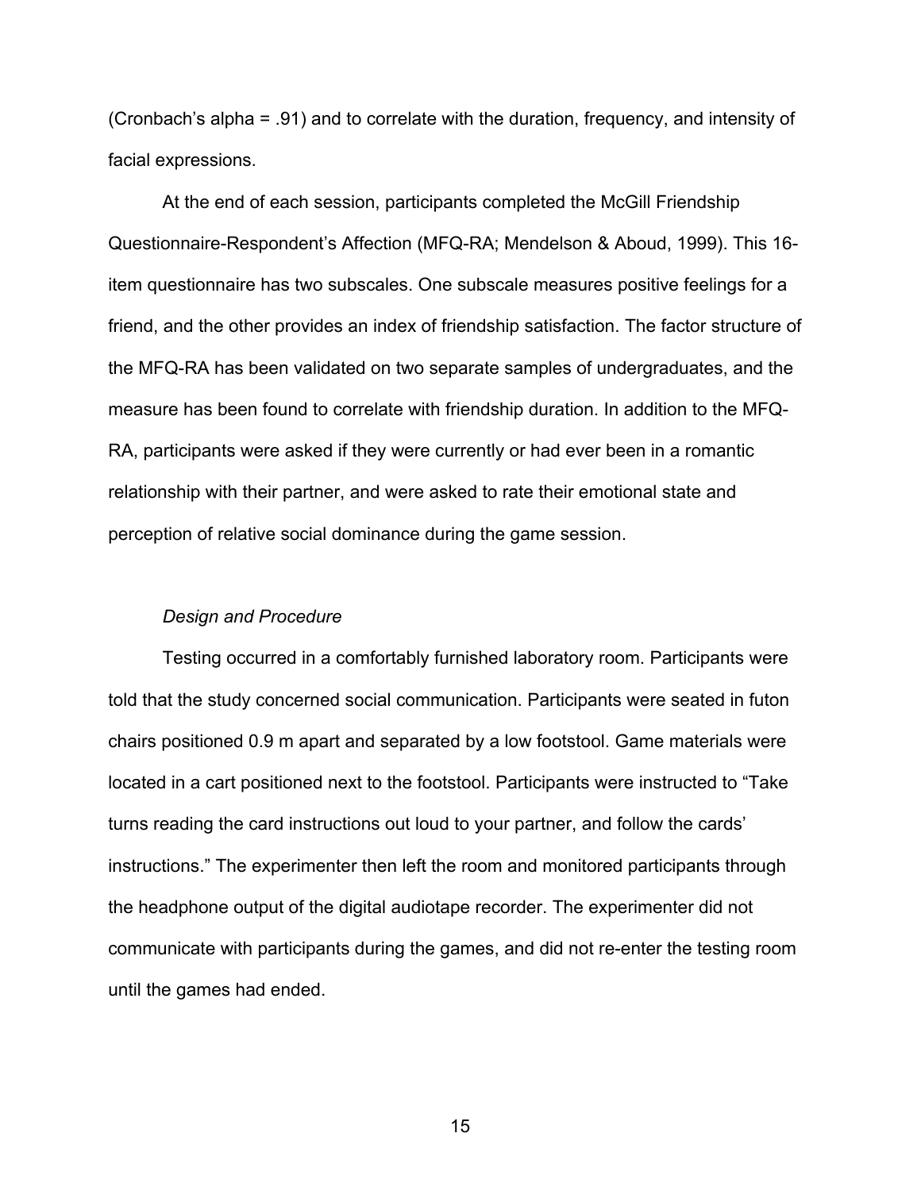(Cronbach's alpha = .91) and to correlate with the duration, frequency, and intensity of facial expressions.

At the end of each session, participants completed the McGill Friendship Questionnaire-Respondent's Affection (MFQ-RA; Mendelson & Aboud, 1999). This 16-item questionnaire has two subscales. One subscale measures positive feelings for a friend, and the other provides an index of friendship satisfaction. The factor structure of the MFQ-RA has been validated on two separate samples of undergraduates, and the measure has been found to correlate with friendship duration. In addition to the MFQ-RA, participants were asked if they were currently or had ever been in a romantic relationship with their partner, and were asked to rate their emotional state and perception of relative social dominance during the game session.

*Design and Procedure*

Testing occurred in a comfortably furnished laboratory room. Participants were told that the study concerned social communication. Participants were seated in futon chairs positioned 0.9 m apart and separated by a low footstool. Game materials were located in a cart positioned next to the footstool. Participants were instructed to "Take turns reading the card instructions out loud to your partner, and follow the cards' instructions." The experimenter then left the room and monitored participants through the headphone output of the digital audiotape recorder. The experimenter did not communicate with participants during the games, and did not re-enter the testing room until the games had ended.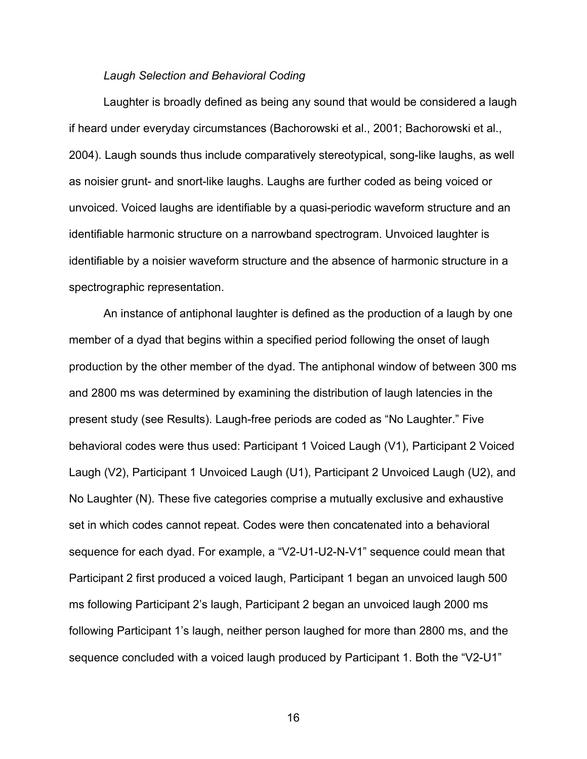*Laugh Selection and Behavioral Coding*

Laughter is broadly defined as being any sound that would be considered a laugh if heard under everyday circumstances (Bachorowski et al., 2001; Bachorowski et al., 2004). Laugh sounds thus include comparatively stereotypical, song-like laughs, as well as noisier grunt- and snort-like laughs. Laughs are further coded as being voiced or unvoiced. Voiced laughs are identifiable by a quasi-periodic waveform structure and an identifiable harmonic structure on a narrowband spectrogram. Unvoiced laughter is identifiable by a noisier waveform structure and the absence of harmonic structure in a spectrographic representation.

An instance of antiphonal laughter is defined as the production of a laugh by one member of a dyad that begins within a specified period following the onset of laugh production by the other member of the dyad. The antiphonal window of between 300 ms and 2800 ms was determined by examining the distribution of laugh latencies in the present study (see Results). Laugh-free periods are coded as "No Laughter." Five behavioral codes were thus used: Participant 1 Voiced Laugh (V1), Participant 2 Voiced Laugh (V2), Participant 1 Unvoiced Laugh (U1), Participant 2 Unvoiced Laugh (U2), and No Laughter (N). These five categories comprise a mutually exclusive and exhaustive set in which codes cannot repeat. Codes were then concatenated into a behavioral sequence for each dyad. For example, a "V2-U1-U2-N-V1" sequence could mean that Participant 2 first produced a voiced laugh, Participant 1 began an unvoiced laugh 500 ms following Participant 2's laugh, Participant 2 began an unvoiced laugh 2000 ms following Participant 1's laugh, neither person laughed for more than 2800 ms, and the sequence concluded with a voiced laugh produced by Participant 1. Both the "V2-U1"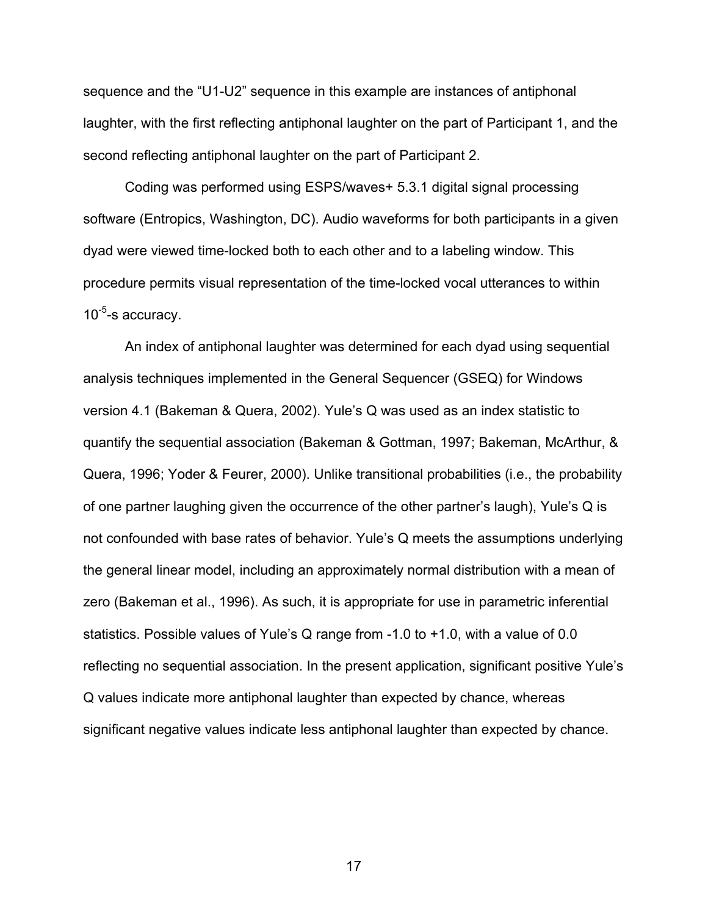sequence and the “U1-U2” sequence in this example are instances of antiphonal laughter, with the first reflecting antiphonal laughter on the part of Participant 1, and the second reflecting antiphonal laughter on the part of Participant 2.

Coding was performed using ESPS/waves+ 5.3.1 digital signal processing software (Entropics, Washington, DC). Audio waveforms for both participants in a given dyad were viewed time-locked both to each other and to a labeling window. This procedure permits visual representation of the time-locked vocal utterances to within $10^{-5}$-s accuracy.

An index of antiphonal laughter was determined for each dyad using sequential analysis techniques implemented in the General Sequencer (GSEQ) for Windows version 4.1 (Bakeman & Quera, 2002). Yule’s Q was used as an index statistic to quantify the sequential association (Bakeman & Gottman, 1997; Bakeman, McArthur, & Quera, 1996; Yoder & Feurer, 2000). Unlike transitional probabilities (i.e., the probability of one partner laughing given the occurrence of the other partner’s laugh), Yule’s Q is not confounded with base rates of behavior. Yule’s Q meets the assumptions underlying the general linear model, including an approximately normal distribution with a mean of zero (Bakeman et al., 1996). As such, it is appropriate for use in parametric inferential statistics. Possible values of Yule’s Q range from -1.0 to +1.0, with a value of 0.0 reflecting no sequential association. In the present application, significant positive Yule’s Q values indicate more antiphonal laughter than expected by chance, whereas significant negative values indicate less antiphonal laughter than expected by chance.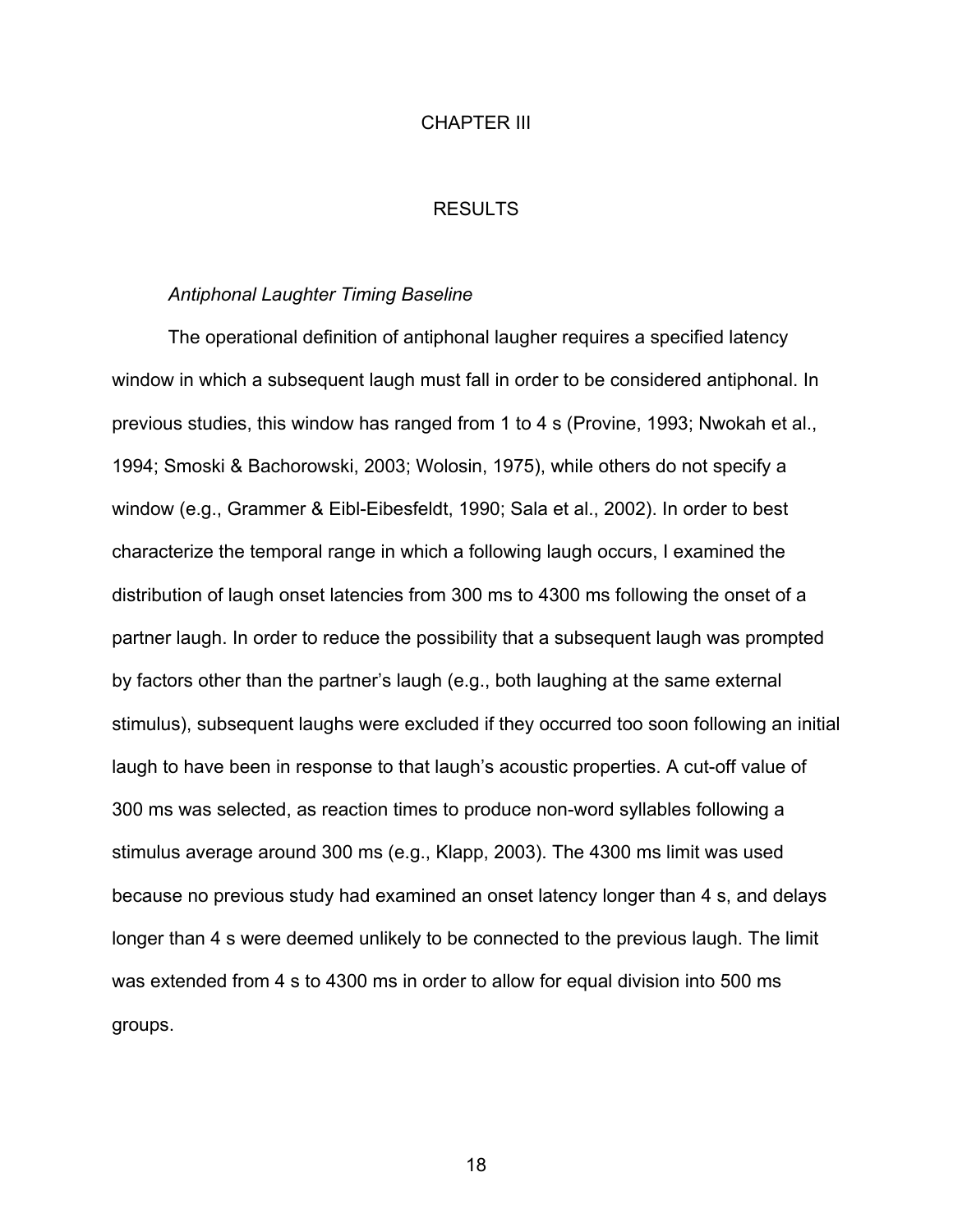# CHAPTER III

# RESULTS

### *Antiphonal Laughter Timing Baseline*

The operational definition of antiphonal laugher requires a specified latency window in which a subsequent laugh must fall in order to be considered antiphonal. In previous studies, this window has ranged from 1 to 4 s (Provine, 1993; Nwokah et al., 1994; Smoski & Bachorowski, 2003; Wolosin, 1975), while others do not specify a window (e.g., Grammer & Eibl-Eibesfeldt, 1990; Sala et al., 2002). In order to best characterize the temporal range in which a following laugh occurs, I examined the distribution of laugh onset latencies from 300 ms to 4300 ms following the onset of a partner laugh. In order to reduce the possibility that a subsequent laugh was prompted by factors other than the partner's laugh (e.g., both laughing at the same external stimulus), subsequent laughs were excluded if they occurred too soon following an initial laugh to have been in response to that laugh's acoustic properties. A cut-off value of 300 ms was selected, as reaction times to produce non-word syllables following a stimulus average around 300 ms (e.g., Klapp, 2003). The 4300 ms limit was used because no previous study had examined an onset latency longer than 4 s, and delays longer than 4 s were deemed unlikely to be connected to the previous laugh. The limit was extended from 4 s to 4300 ms in order to allow for equal division into 500 ms groups.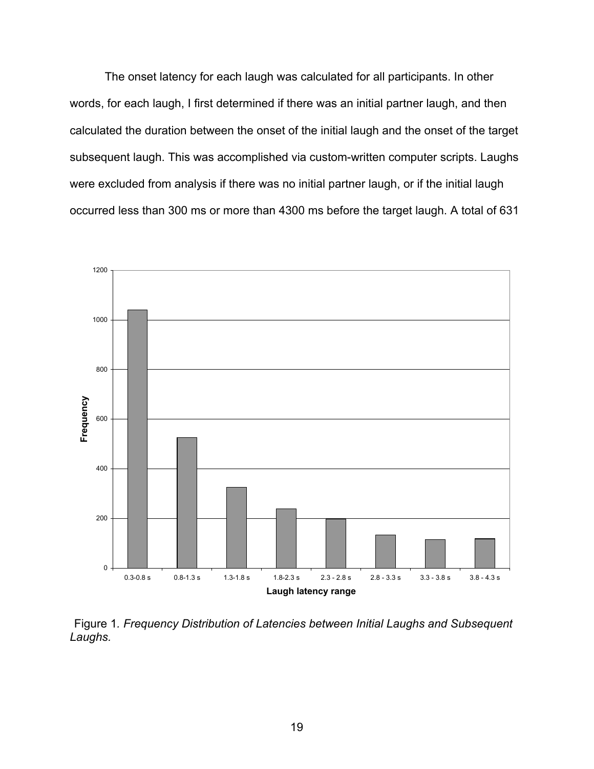The onset latency for each laugh was calculated for all participants. In other words, for each laugh, I first determined if there was an initial partner laugh, and then calculated the duration between the onset of the initial laugh and the onset of the target subsequent laugh. This was accomplished via custom-written computer scripts. Laughs were excluded from analysis if there was no initial partner laugh, or if the initial laugh occurred less than 300 ms or more than 4300 ms before the target laugh. A total of 631

Figure 1. *Frequency Distribution of Latencies between Initial Laughs and Subsequent Laughs.*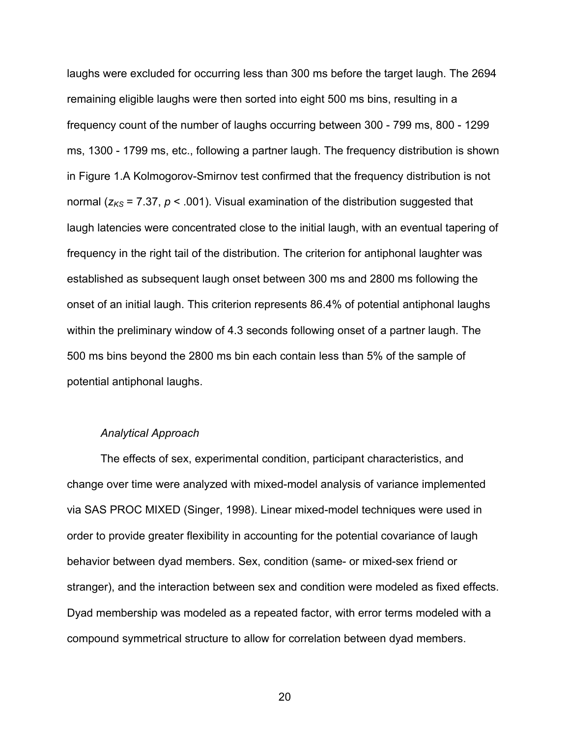laughs were excluded for occurring less than 300 ms before the target laugh. The 2694 remaining eligible laughs were then sorted into eight 500 ms bins, resulting in a frequency count of the number of laughs occurring between 300 - 799 ms, 800 - 1299 ms, 1300 - 1799 ms, etc., following a partner laugh. The frequency distribution is shown in Figure 1.A Kolmogorov-Smirnov test confirmed that the frequency distribution is not normal ($z_{KS}$ = 7.37, $p$ < .001). Visual examination of the distribution suggested that laugh latencies were concentrated close to the initial laugh, with an eventual tapering of frequency in the right tail of the distribution. The criterion for antiphonal laughter was established as subsequent laugh onset between 300 ms and 2800 ms following the onset of an initial laugh. This criterion represents 86.4% of potential antiphonal laughs within the preliminary window of 4.3 seconds following onset of a partner laugh. The 500 ms bins beyond the 2800 ms bin each contain less than 5% of the sample of potential antiphonal laughs.

*Analytical Approach*

The effects of sex, experimental condition, participant characteristics, and change over time were analyzed with mixed-model analysis of variance implemented via SAS PROC MIXED (Singer, 1998). Linear mixed-model techniques were used in order to provide greater flexibility in accounting for the potential covariance of laugh behavior between dyad members. Sex, condition (same- or mixed-sex friend or stranger), and the interaction between sex and condition were modeled as fixed effects. Dyad membership was modeled as a repeated factor, with error terms modeled with a compound symmetrical structure to allow for correlation between dyad members.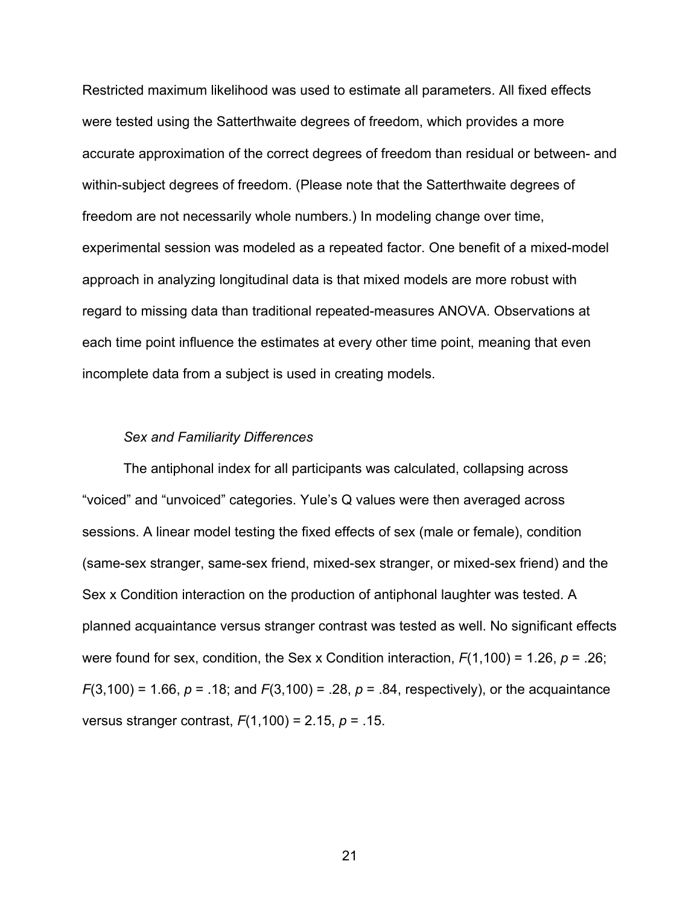Restricted maximum likelihood was used to estimate all parameters. All fixed effects were tested using the Satterthwaite degrees of freedom, which provides a more accurate approximation of the correct degrees of freedom than residual or between- and within-subject degrees of freedom. (Please note that the Satterthwaite degrees of freedom are not necessarily whole numbers.) In modeling change over time, experimental session was modeled as a repeated factor. One benefit of a mixed-model approach in analyzing longitudinal data is that mixed models are more robust with regard to missing data than traditional repeated-measures ANOVA. Observations at each time point influence the estimates at every other time point, meaning that even incomplete data from a subject is used in creating models.

*Sex and Familiarity Differences*

The antiphonal index for all participants was calculated, collapsing across "voiced" and "unvoiced" categories. Yule's Q values were then averaged across sessions. A linear model testing the fixed effects of sex (male or female), condition (same-sex stranger, same-sex friend, mixed-sex stranger, or mixed-sex friend) and the Sex x Condition interaction on the production of antiphonal laughter was tested. A planned acquaintance versus stranger contrast was tested as well. No significant effects were found for sex, condition, the Sex x Condition interaction, $F(1,100) = 1.26$, $p = .26$; $F(3,100) = 1.66$, $p = .18$; and $F(3,100) = .28$, $p = .84$, respectively), or the acquaintance versus stranger contrast, $F(1,100) = 2.15$, $p = .15$.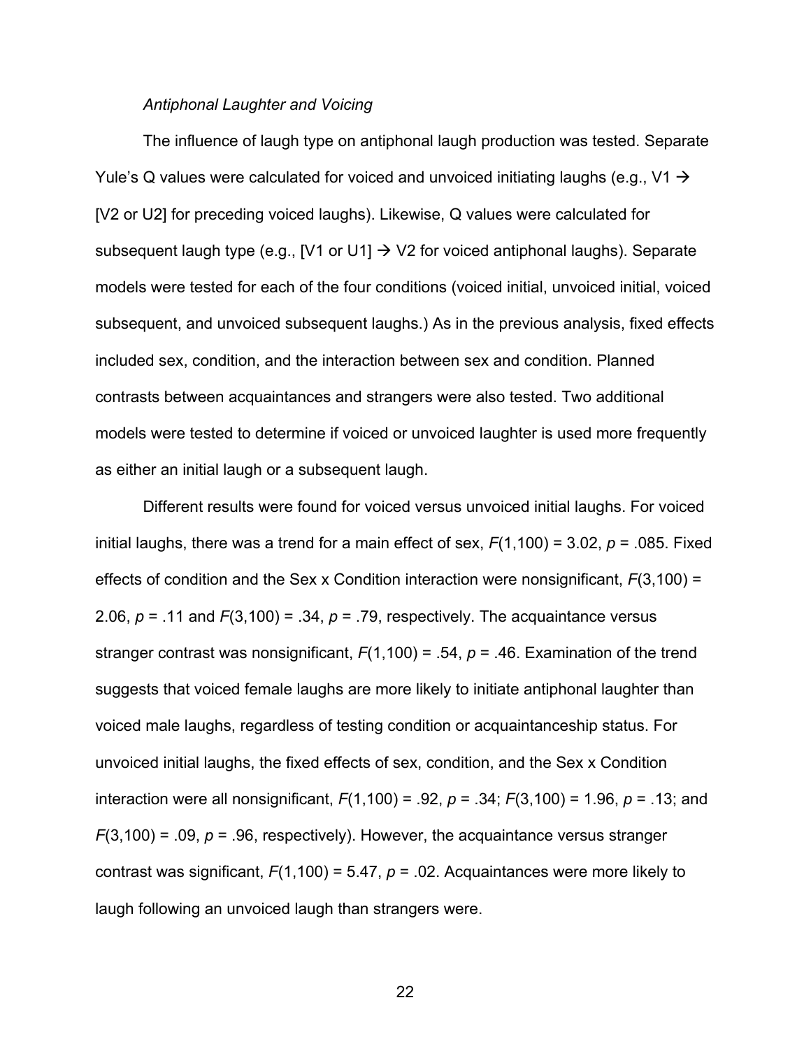### *Antiphonal Laughter and Voicing*

The influence of laugh type on antiphonal laugh production was tested. Separate Yule's Q values were calculated for voiced and unvoiced initiating laughs (e.g., V1 → [V2 or U2] for preceding voiced laughs). Likewise, Q values were calculated for subsequent laugh type (e.g., [V1 or U1] → V2 for voiced antiphonal laughs). Separate models were tested for each of the four conditions (voiced initial, unvoiced initial, voiced subsequent, and unvoiced subsequent laughs.) As in the previous analysis, fixed effects included sex, condition, and the interaction between sex and condition. Planned contrasts between acquaintances and strangers were also tested. Two additional models were tested to determine if voiced or unvoiced laughter is used more frequently as either an initial laugh or a subsequent laugh.

Different results were found for voiced versus unvoiced initial laughs. For voiced initial laughs, there was a trend for a main effect of sex, $F(1,100) = 3.02$, $p = .085$. Fixed effects of condition and the Sex x Condition interaction were nonsignificant, $F(3,100) = 2.06$, $p = .11$ and $F(3,100) = .34$, $p = .79$, respectively. The acquaintance versus stranger contrast was nonsignificant, $F(1,100) = .54$, $p = .46$. Examination of the trend suggests that voiced female laughs are more likely to initiate antiphonal laughter than voiced male laughs, regardless of testing condition or acquaintanceship status. For unvoiced initial laughs, the fixed effects of sex, condition, and the Sex x Condition interaction were all nonsignificant, $F(1,100) = .92$, $p = .34$; $F(3,100) = 1.96$, $p = .13$; and $F(3,100) = .09$, $p = .96$, respectively). However, the acquaintance versus stranger contrast was significant, $F(1,100) = 5.47$, $p = .02$. Acquaintances were more likely to laugh following an unvoiced laugh than strangers were.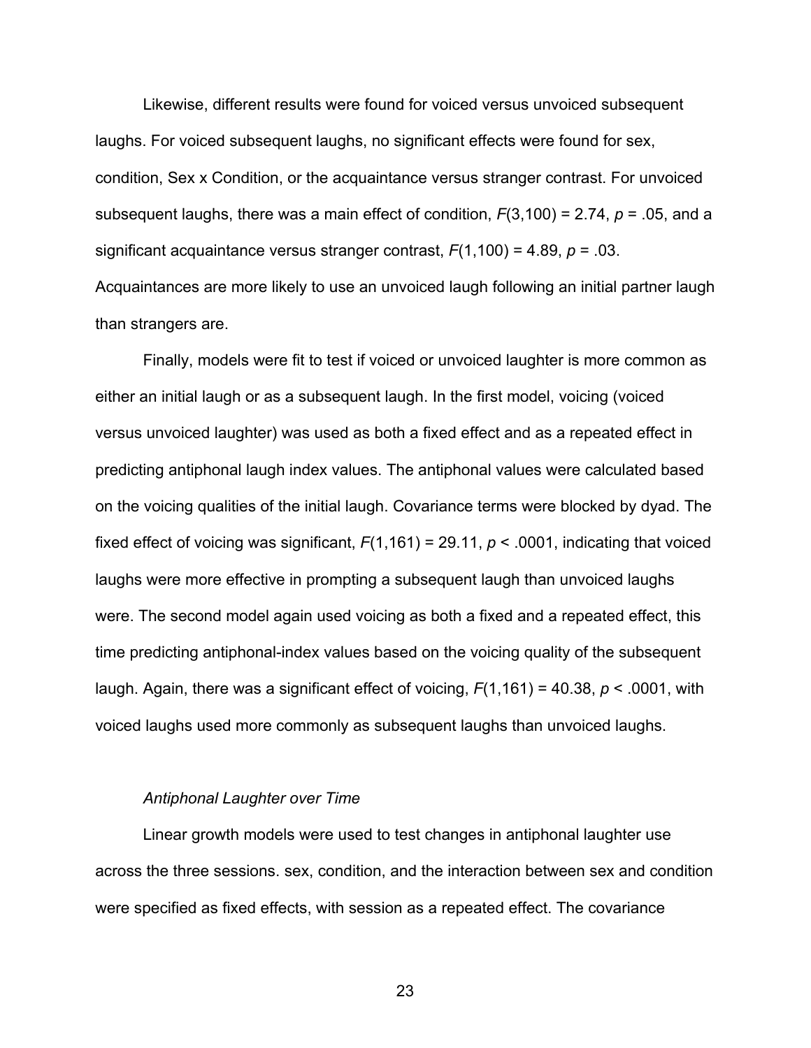Likewise, different results were found for voiced versus unvoiced subsequent laughs. For voiced subsequent laughs, no significant effects were found for sex, condition, Sex x Condition, or the acquaintance versus stranger contrast. For unvoiced subsequent laughs, there was a main effect of condition, $F(3,100) = 2.74$, $p = .05$, and a significant acquaintance versus stranger contrast, $F(1,100) = 4.89$, $p = .03$. Acquaintances are more likely to use an unvoiced laugh following an initial partner laugh than strangers are.

Finally, models were fit to test if voiced or unvoiced laughter is more common as either an initial laugh or as a subsequent laugh. In the first model, voicing (voiced versus unvoiced laughter) was used as both a fixed effect and as a repeated effect in predicting antiphonal laugh index values. The antiphonal values were calculated based on the voicing qualities of the initial laugh. Covariance terms were blocked by dyad. The fixed effect of voicing was significant, $F(1,161) = 29.11$, $p < .0001$, indicating that voiced laughs were more effective in prompting a subsequent laugh than unvoiced laughs were. The second model again used voicing as both a fixed and a repeated effect, this time predicting antiphonal-index values based on the voicing quality of the subsequent laugh. Again, there was a significant effect of voicing, $F(1,161) = 40.38$, $p < .0001$, with voiced laughs used more commonly as subsequent laughs than unvoiced laughs.

### *Antiphonal Laughter over Time*

Linear growth models were used to test changes in antiphonal laughter use across the three sessions. sex, condition, and the interaction between sex and condition were specified as fixed effects, with session as a repeated effect. The covariance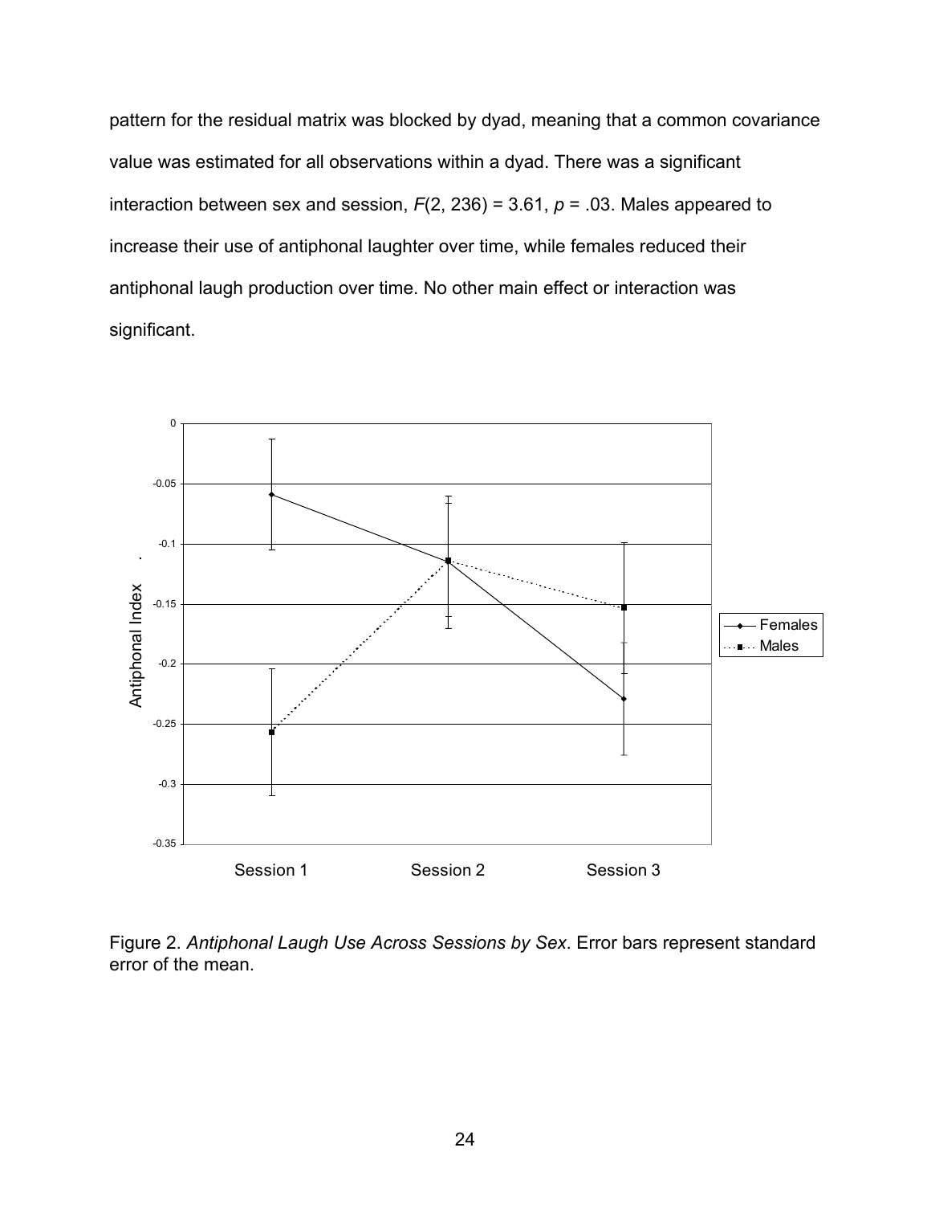pattern for the residual matrix was blocked by dyad, meaning that a common covariance value was estimated for all observations within a dyad. There was a significant interaction between sex and session, $F(2, 236) = 3.61$, $p = .03$. Males appeared to increase their use of antiphonal laughter over time, while females reduced their antiphonal laugh production over time. No other main effect or interaction was significant.

Figure 2. *Antiphonal Laugh Use Across Sessions by Sex*. Error bars represent standard error of the mean.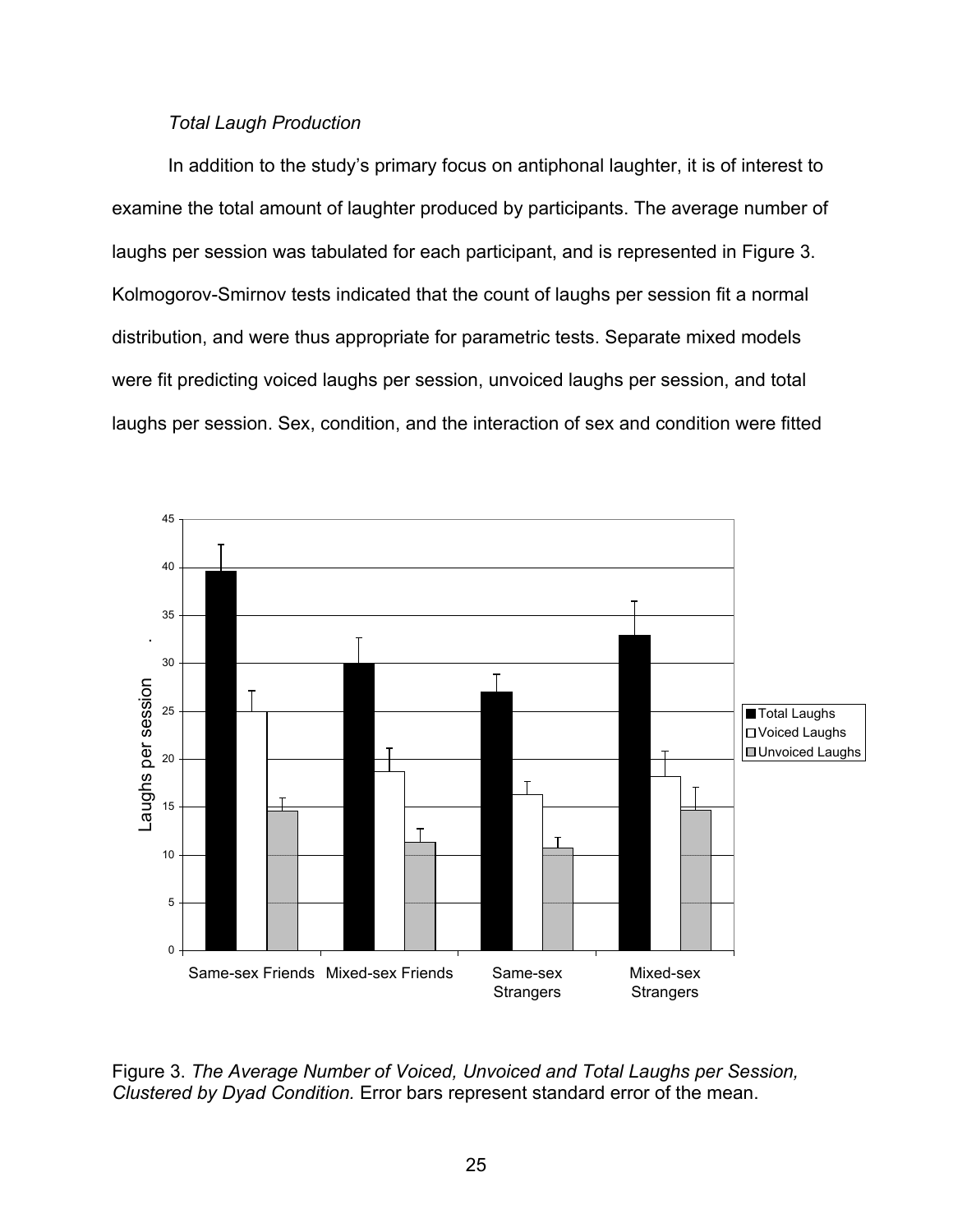*Total Laugh Production*

In addition to the study's primary focus on antiphonal laughter, it is of interest to examine the total amount of laughter produced by participants. The average number of laughs per session was tabulated for each participant, and is represented in Figure 3. Kolmogorov-Smirnov tests indicated that the count of laughs per session fit a normal distribution, and were thus appropriate for parametric tests. Separate mixed models were fit predicting voiced laughs per session, unvoiced laughs per session, and total laughs per session. Sex, condition, and the interaction of sex and condition were fitted

Figure 3. *The Average Number of Voiced, Unvoiced and Total Laughs per Session, Clustered by Dyad Condition.* Error bars represent standard error of the mean.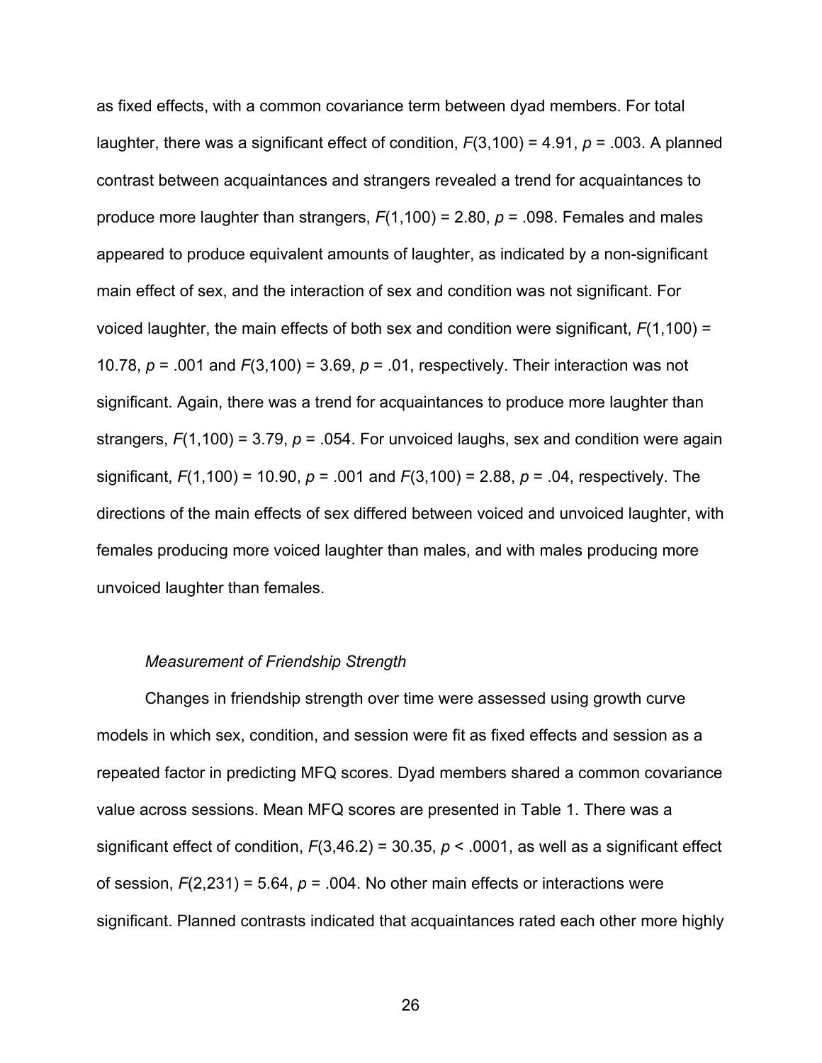as fixed effects, with a common covariance term between dyad members. For total laughter, there was a significant effect of condition, $F(3,100) = 4.91$, $p = .003$. A planned contrast between acquaintances and strangers revealed a trend for acquaintances to produce more laughter than strangers, $F(1,100) = 2.80$, $p = .098$. Females and males appeared to produce equivalent amounts of laughter, as indicated by a non-significant main effect of sex, and the interaction of sex and condition was not significant. For voiced laughter, the main effects of both sex and condition were significant, $F(1,100) = 10.78$, $p = .001$ and $F(3,100) = 3.69$, $p = .01$, respectively. Their interaction was not significant. Again, there was a trend for acquaintances to produce more laughter than strangers, $F(1,100) = 3.79$, $p = .054$. For unvoiced laughs, sex and condition were again significant, $F(1,100) = 10.90$, $p = .001$ and $F(3,100) = 2.88$, $p = .04$, respectively. The directions of the main effects of sex differed between voiced and unvoiced laughter, with females producing more voiced laughter than males, and with males producing more unvoiced laughter than females.

*Measurement of Friendship Strength*

Changes in friendship strength over time were assessed using growth curve models in which sex, condition, and session were fit as fixed effects and session as a repeated factor in predicting MFQ scores. Dyad members shared a common covariance value across sessions. Mean MFQ scores are presented in Table 1. There was a significant effect of condition, $F(3,46.2) = 30.35$, $p < .0001$, as well as a significant effect of session, $F(2,231) = 5.64$, $p = .004$. No other main effects or interactions were significant. Planned contrasts indicated that acquaintances rated each other more highly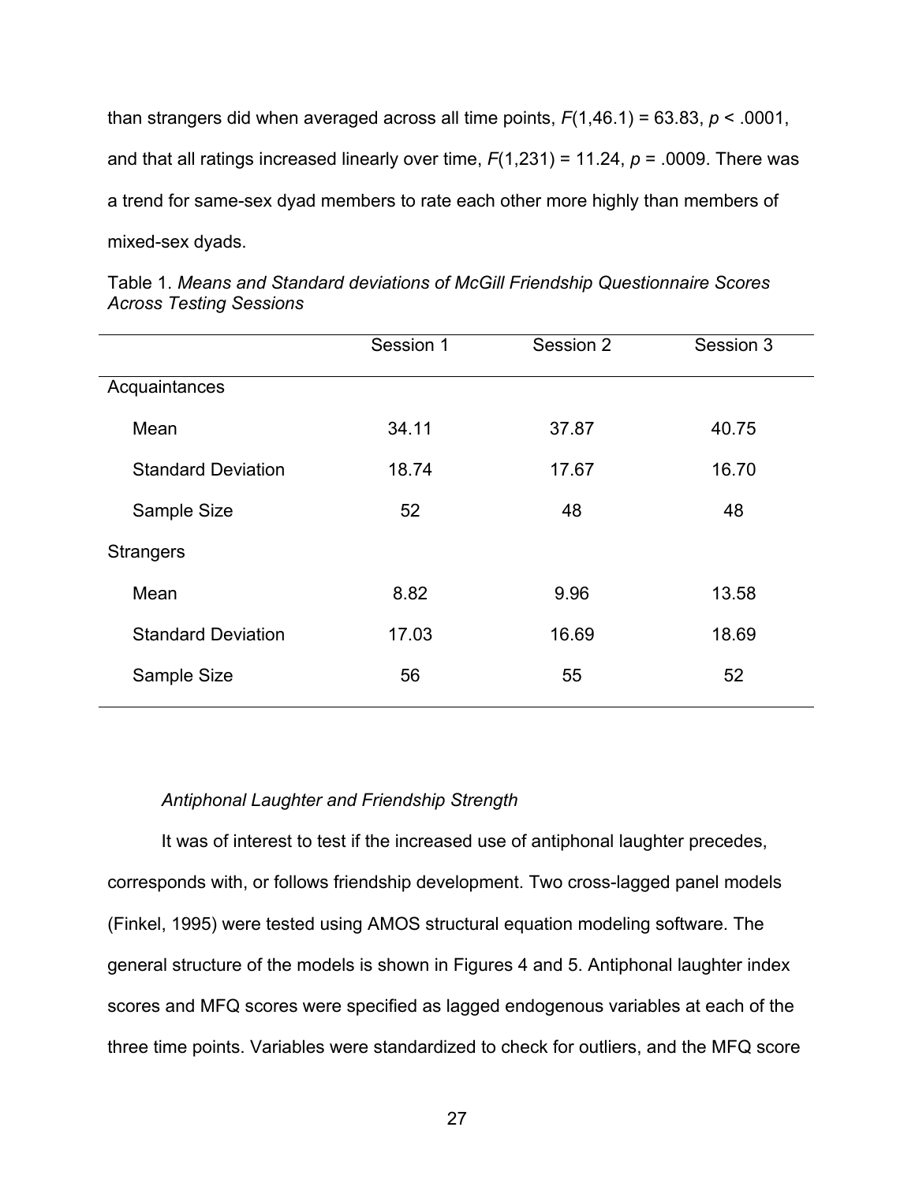than strangers did when averaged across all time points, $F(1,46.1) = 63.83$, $p < .0001$, and that all ratings increased linearly over time, $F(1,231) = 11.24$, $p = .0009$. There was a trend for same-sex dyad members to rate each other more highly than members of mixed-sex dyads.

Table 1. *Means and Standard deviations of McGill Friendship Questionnaire Scores Across Testing Sessions*

| | Session 1 | Session 2 | Session 3 |
|---|---|---|---|
| Acquaintances | | | |
| Mean | 34.11 | 37.87 | 40.75 |
| Standard Deviation | 18.74 | 17.67 | 16.70 |
| Sample Size | 52 | 48 | 48 |
| Strangers | | | |
| Mean | 8.82 | 9.96 | 13.58 |
| Standard Deviation | 17.03 | 16.69 | 18.69 |
| Sample Size | 56 | 55 | 52 |

*Antiphonal Laughter and Friendship Strength*

It was of interest to test if the increased use of antiphonal laughter precedes, corresponds with, or follows friendship development. Two cross-lagged panel models (Finkel, 1995) were tested using AMOS structural equation modeling software. The general structure of the models is shown in Figures 4 and 5. Antiphonal laughter index scores and MFQ scores were specified as lagged endogenous variables at each of the three time points. Variables were standardized to check for outliers, and the MFQ score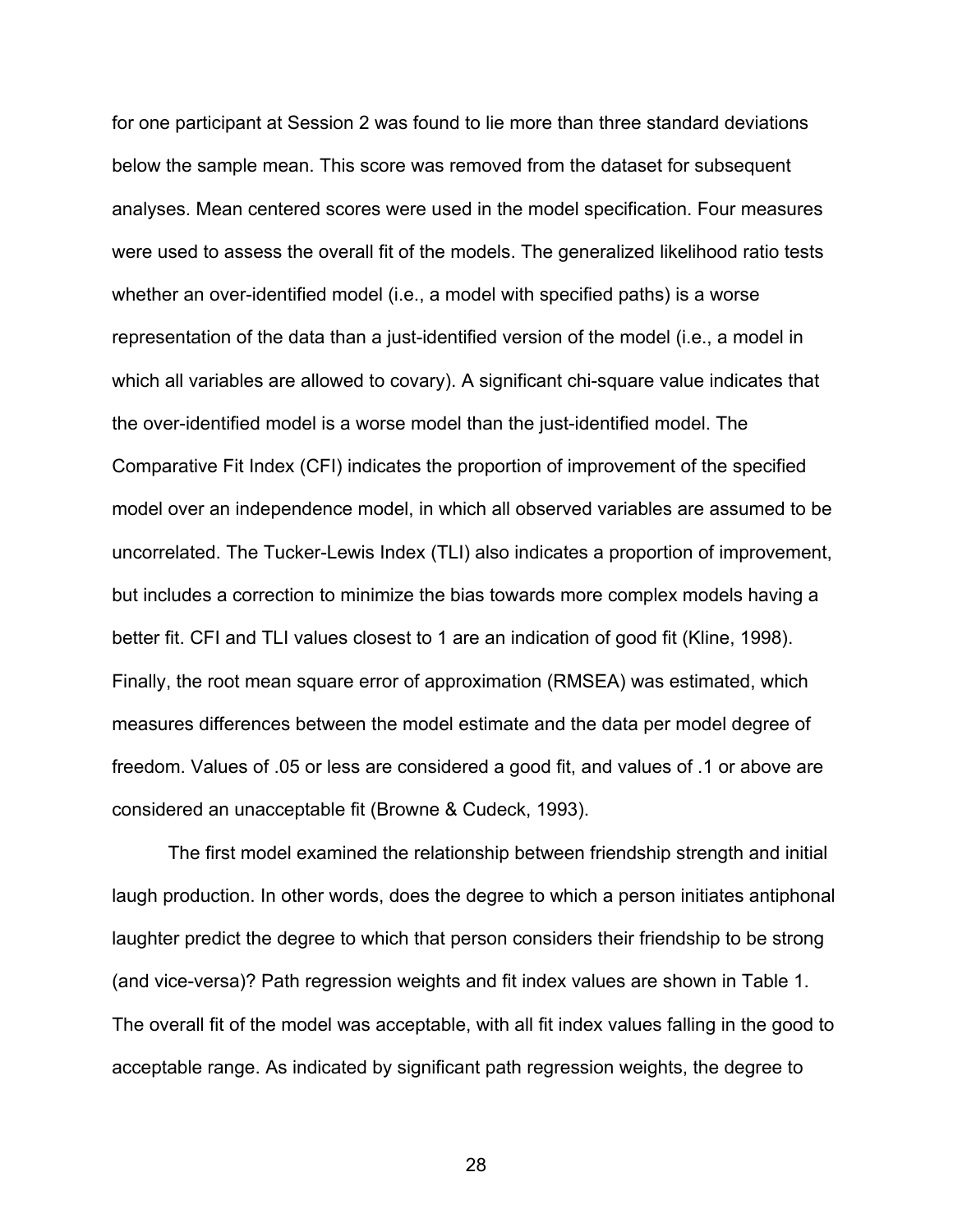for one participant at Session 2 was found to lie more than three standard deviations below the sample mean. This score was removed from the dataset for subsequent analyses. Mean centered scores were used in the model specification. Four measures were used to assess the overall fit of the models. The generalized likelihood ratio tests whether an over-identified model (i.e., a model with specified paths) is a worse representation of the data than a just-identified version of the model (i.e., a model in which all variables are allowed to covary). A significant chi-square value indicates that the over-identified model is a worse model than the just-identified model. The Comparative Fit Index (CFI) indicates the proportion of improvement of the specified model over an independence model, in which all observed variables are assumed to be uncorrelated. The Tucker-Lewis Index (TLI) also indicates a proportion of improvement, but includes a correction to minimize the bias towards more complex models having a better fit. CFI and TLI values closest to 1 are an indication of good fit (Kline, 1998). Finally, the root mean square error of approximation (RMSEA) was estimated, which measures differences between the model estimate and the data per model degree of freedom. Values of .05 or less are considered a good fit, and values of .1 or above are considered an unacceptable fit (Browne & Cudeck, 1993).

The first model examined the relationship between friendship strength and initial laugh production. In other words, does the degree to which a person initiates antiphonal laughter predict the degree to which that person considers their friendship to be strong (and vice-versa)? Path regression weights and fit index values are shown in Table 1. The overall fit of the model was acceptable, with all fit index values falling in the good to acceptable range. As indicated by significant path regression weights, the degree to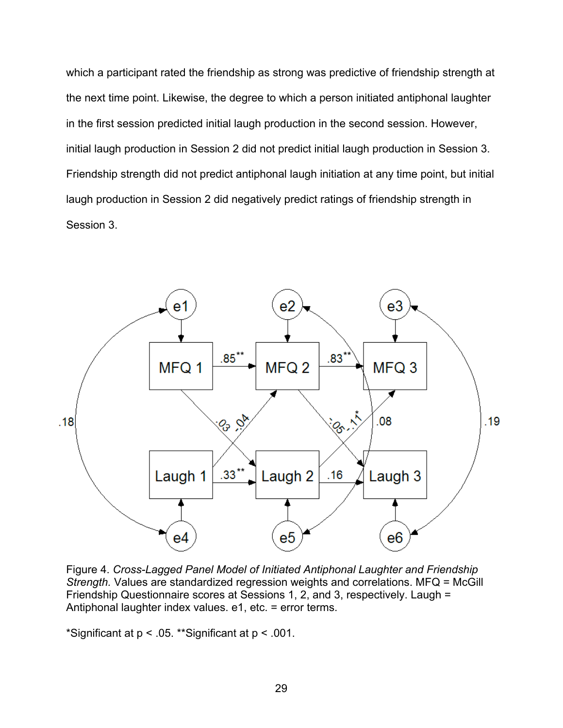which a participant rated the friendship as strong was predictive of friendship strength at the next time point. Likewise, the degree to which a person initiated antiphonal laughter in the first session predicted initial laugh production in the second session. However, initial laugh production in Session 2 did not predict initial laugh production in Session 3. Friendship strength did not predict antiphonal laugh initiation at any time point, but initial laugh production in Session 2 did negatively predict ratings of friendship strength in Session 3.

Figure 4. *Cross-Lagged Panel Model of Initiated Antiphonal Laughter and Friendship Strength.* Values are standardized regression weights and correlations. MFQ = McGill Friendship Questionnaire scores at Sessions 1, 2, and 3, respectively. Laugh = Antiphonal laughter index values. e1, etc. = error terms.

*Significant at $p < .05$. **Significant at $p < .001$.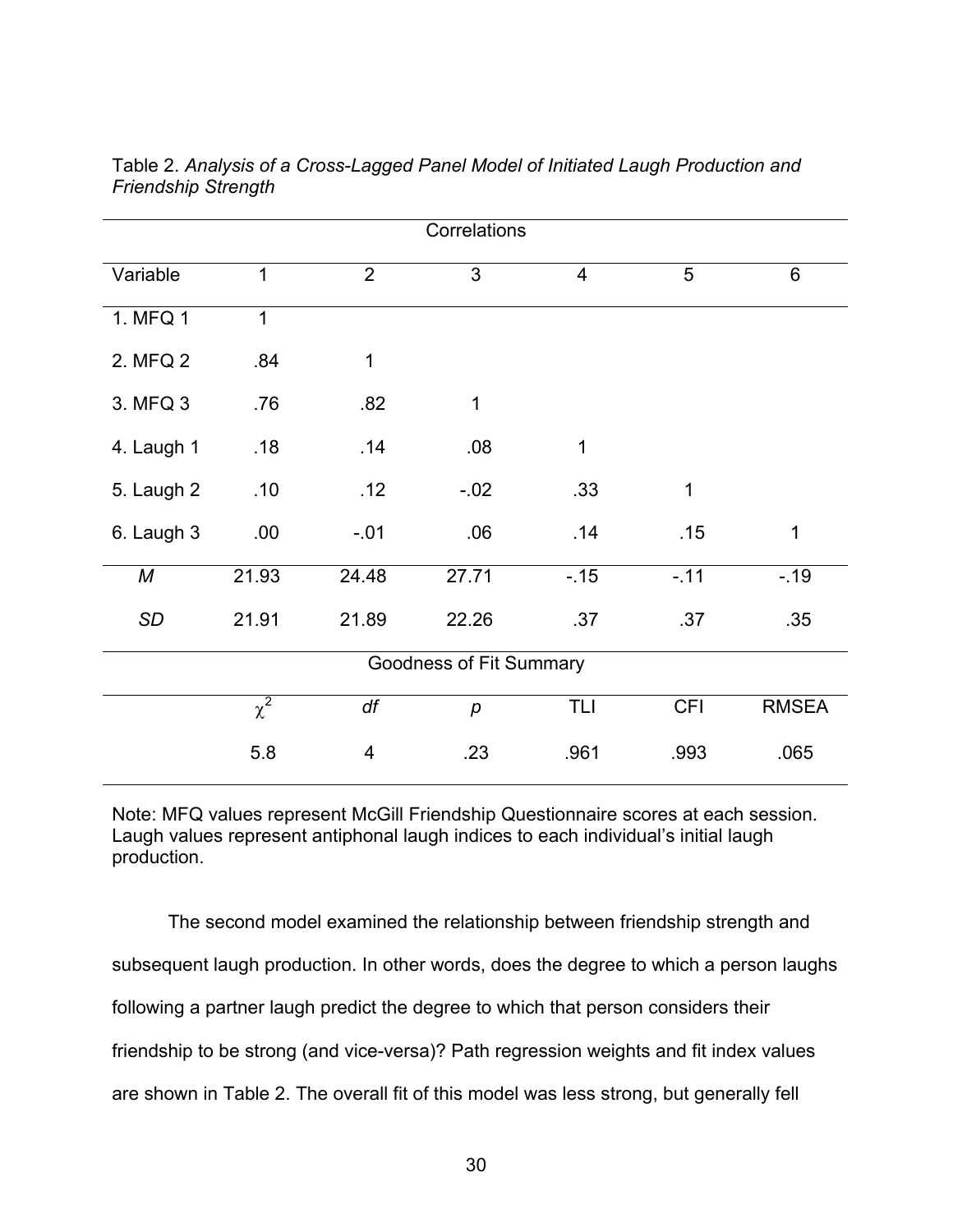Table 2. *Analysis of a Cross-Lagged Panel Model of Initiated Laugh Production and Friendship Strength*

| Correlations | | | | | | |
|---|---|---|---|---|---|---|
| Variable | 1 | 2 | 3 | 4 | 5 | 6 |
| 1. MFQ 1 | 1 | | | | | |
| 2. MFQ 2 | .84 | 1 | | | | |
| 3. MFQ 3 | .76 | .82 | 1 | | | |
| 4. Laugh 1 | .18 | .14 | .08 | 1 | | |
| 5. Laugh 2 | .10 | .12 | -.02 | .33 | 1 | |
| 6. Laugh 3 | .00 | -.01 | .06 | .14 | .15 | 1 |
| *M* | 21.93 | 24.48 | 27.71 | -.15 | -.11 | -.19 |
| *SD* | 21.91 | 21.89 | 22.26 | .37 | .37 | .35 |
| Goodness of Fit Summary | | | | | | |
| | $\chi^2$ | *df* | *p* | TLI | CFI | RMSEA |
| | 5.8 | 4 | .23 | .961 | .993 | .065 |

Note: MFQ values represent McGill Friendship Questionnaire scores at each session. Laugh values represent antiphonal laugh indices to each individual's initial laugh production.

The second model examined the relationship between friendship strength and subsequent laugh production. In other words, does the degree to which a person laughs following a partner laugh predict the degree to which that person considers their friendship to be strong (and vice-versa)? Path regression weights and fit index values are shown in Table 2. The overall fit of this model was less strong, but generally fell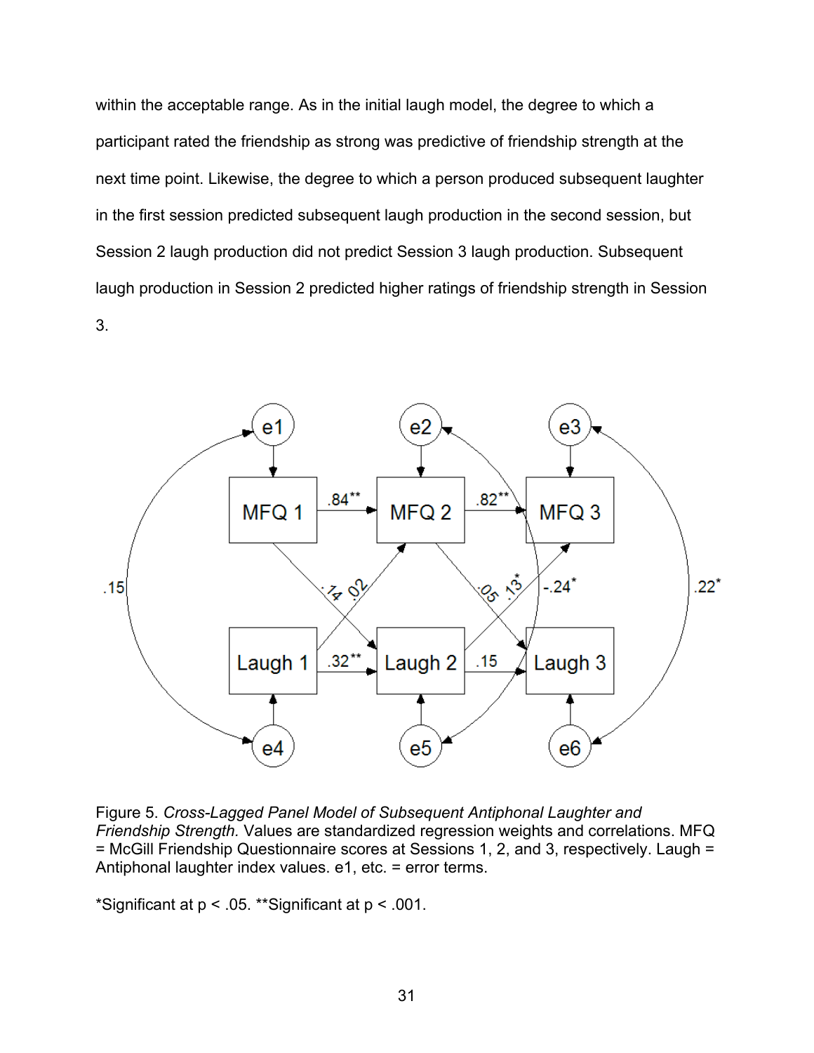within the acceptable range. As in the initial laugh model, the degree to which a participant rated the friendship as strong was predictive of friendship strength at the next time point. Likewise, the degree to which a person produced subsequent laughter in the first session predicted subsequent laugh production in the second session, but Session 2 laugh production did not predict Session 3 laugh production. Subsequent laugh production in Session 2 predicted higher ratings of friendship strength in Session 3.

Figure 5. *Cross-Lagged Panel Model of Subsequent Antiphonal Laughter and Friendship Strength.* Values are standardized regression weights and correlations. MFQ = McGill Friendship Questionnaire scores at Sessions 1, 2, and 3, respectively. Laugh = Antiphonal laughter index values. e1, etc. = error terms.

*Significant at $p < .05$. **Significant at $p < .001$.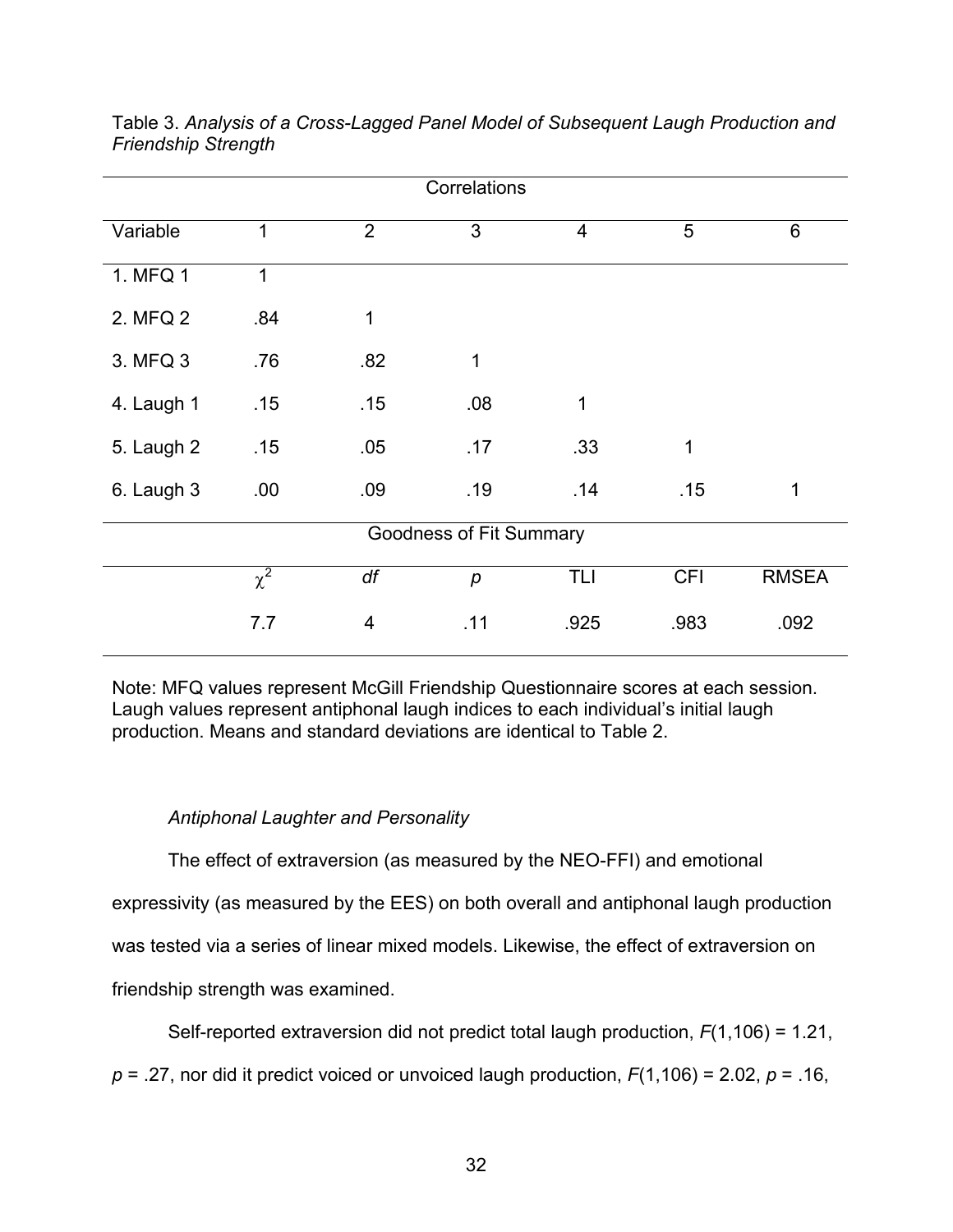Table 3. *Analysis of a Cross-Lagged Panel Model of Subsequent Laugh Production and Friendship Strength*

| Correlations | | | | | | |
|---|---|---|---|---|---|---|
| Variable | 1 | 2 | 3 | 4 | 5 | 6 |
| 1. MFQ 1 | 1 | | | | | |
| 2. MFQ 2 | .84 | 1 | | | | |
| 3. MFQ 3 | .76 | .82 | 1 | | | |
| 4. Laugh 1 | .15 | .15 | .08 | 1 | | |
| 5. Laugh 2 | .15 | .05 | .17 | .33 | 1 | |
| 6. Laugh 3 | .00 | .09 | .19 | .14 | .15 | 1 |
| Goodness of Fit Summary | | | | | | |
| | $\chi^2$ | *df* | *p* | TLI | CFI | RMSEA |
| | 7.7 | 4 | .11 | .925 | .983 | .092 |

Note: MFQ values represent McGill Friendship Questionnaire scores at each session. Laugh values represent antiphonal laugh indices to each individual's initial laugh production. Means and standard deviations are identical to Table 2.

*Antiphonal Laughter and Personality*

The effect of extraversion (as measured by the NEO-FFI) and emotional expressivity (as measured by the EES) on both overall and antiphonal laugh production was tested via a series of linear mixed models. Likewise, the effect of extraversion on friendship strength was examined.

Self-reported extraversion did not predict total laugh production, $F(1,106) = 1.21$, $p = .27$, nor did it predict voiced or unvoiced laugh production, $F(1,106) = 2.02$, $p = .16$,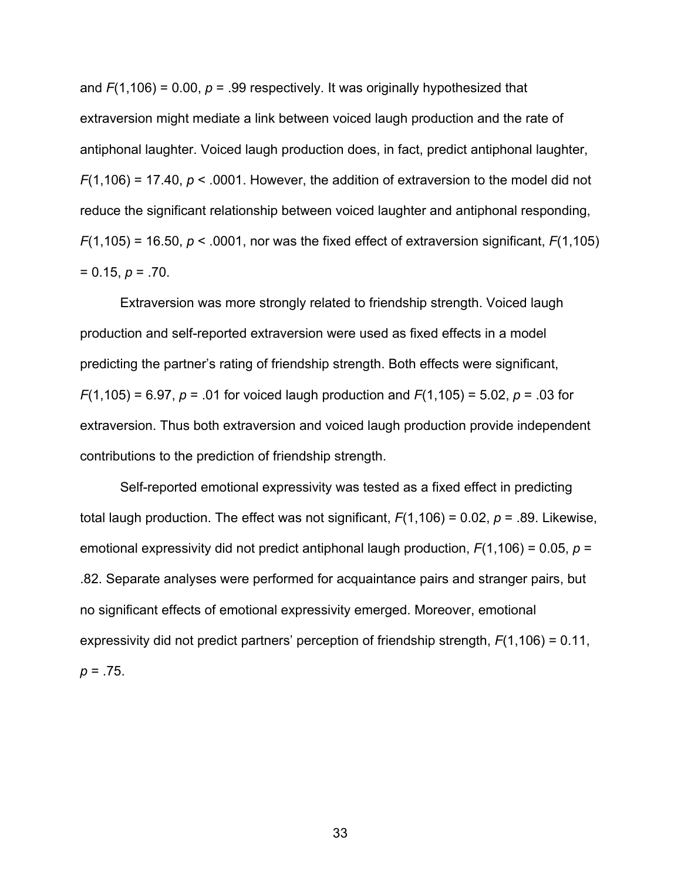and $F(1,106) = 0.00$, $p = .99$ respectively. It was originally hypothesized that extraversion might mediate a link between voiced laugh production and the rate of antiphonal laughter. Voiced laugh production does, in fact, predict antiphonal laughter, $F(1,106) = 17.40$, $p < .0001$. However, the addition of extraversion to the model did not reduce the significant relationship between voiced laughter and antiphonal responding, $F(1,105) = 16.50$, $p < .0001$, nor was the fixed effect of extraversion significant, $F(1,105) = 0.15$, $p = .70$.

Extraversion was more strongly related to friendship strength. Voiced laugh production and self-reported extraversion were used as fixed effects in a model predicting the partner's rating of friendship strength. Both effects were significant, $F(1,105) = 6.97$, $p = .01$ for voiced laugh production and $F(1,105) = 5.02$, $p = .03$ for extraversion. Thus both extraversion and voiced laugh production provide independent contributions to the prediction of friendship strength.

Self-reported emotional expressivity was tested as a fixed effect in predicting total laugh production. The effect was not significant, $F(1,106) = 0.02$, $p = .89$. Likewise, emotional expressivity did not predict antiphonal laugh production, $F(1,106) = 0.05$, $p = .82$. Separate analyses were performed for acquaintance pairs and stranger pairs, but no significant effects of emotional expressivity emerged. Moreover, emotional expressivity did not predict partners' perception of friendship strength, $F(1,106) = 0.11$, $p = .75$.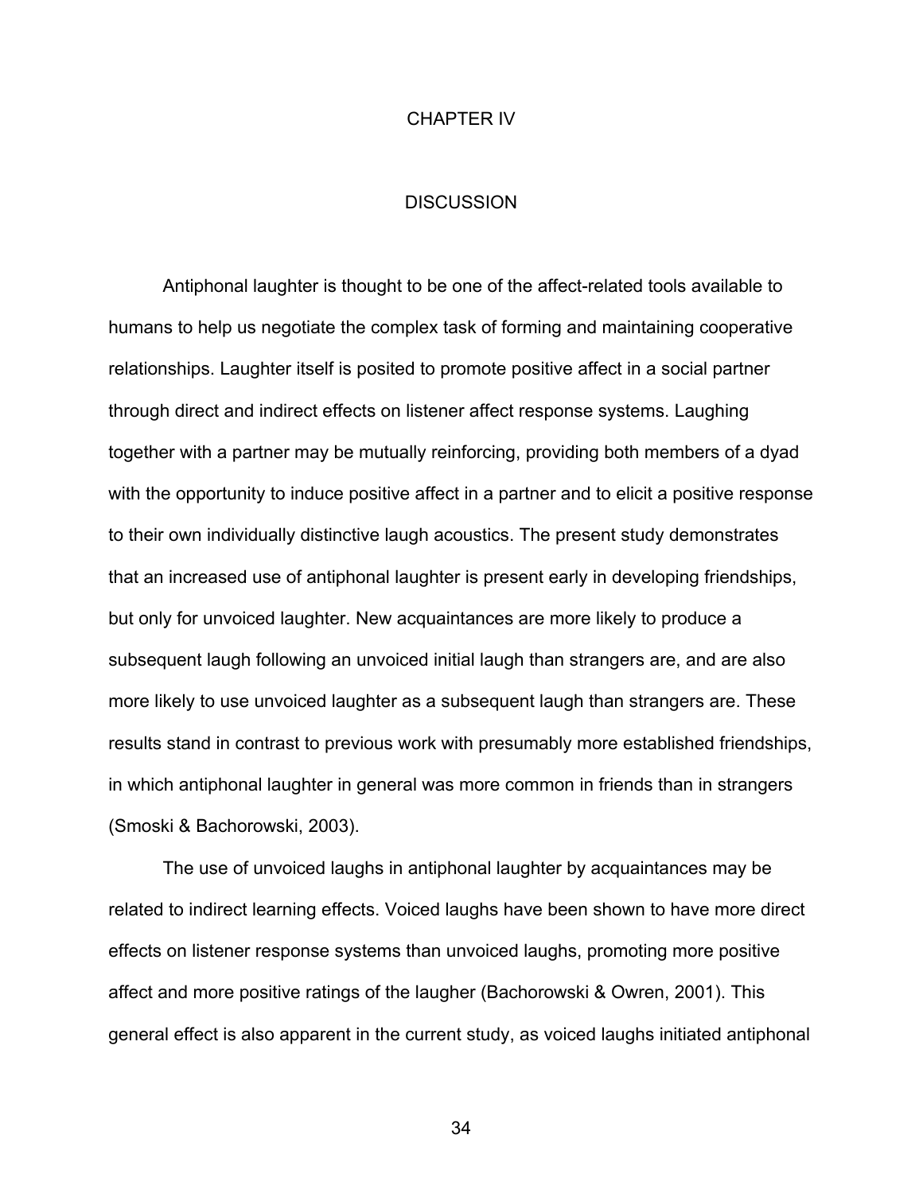# CHAPTER IV

## DISCUSSION

Antiphonal laughter is thought to be one of the affect-related tools available to humans to help us negotiate the complex task of forming and maintaining cooperative relationships. Laughter itself is posited to promote positive affect in a social partner through direct and indirect effects on listener affect response systems. Laughing together with a partner may be mutually reinforcing, providing both members of a dyad with the opportunity to induce positive affect in a partner and to elicit a positive response to their own individually distinctive laugh acoustics. The present study demonstrates that an increased use of antiphonal laughter is present early in developing friendships, but only for unvoiced laughter. New acquaintances are more likely to produce a subsequent laugh following an unvoiced initial laugh than strangers are, and are also more likely to use unvoiced laughter as a subsequent laugh than strangers are. These results stand in contrast to previous work with presumably more established friendships, in which antiphonal laughter in general was more common in friends than in strangers (Smoski & Bachorowski, 2003).

The use of unvoiced laughs in antiphonal laughter by acquaintances may be related to indirect learning effects. Voiced laughs have been shown to have more direct effects on listener response systems than unvoiced laughs, promoting more positive affect and more positive ratings of the laugher (Bachorowski & Owren, 2001). This general effect is also apparent in the current study, as voiced laughs initiated antiphonal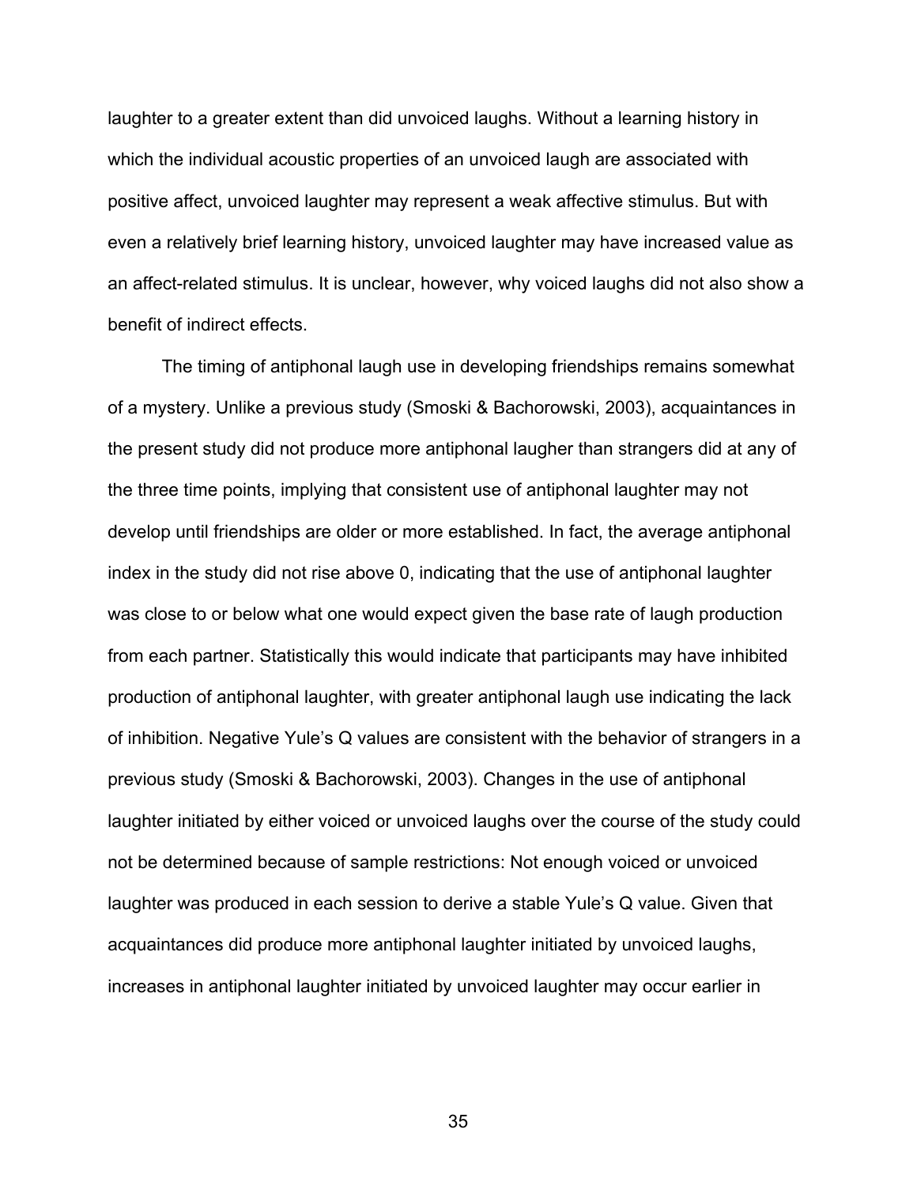laughter to a greater extent than did unvoiced laughs. Without a learning history in which the individual acoustic properties of an unvoiced laugh are associated with positive affect, unvoiced laughter may represent a weak affective stimulus. But with even a relatively brief learning history, unvoiced laughter may have increased value as an affect-related stimulus. It is unclear, however, why voiced laughs did not also show a benefit of indirect effects.

The timing of antiphonal laugh use in developing friendships remains somewhat of a mystery. Unlike a previous study (Smoski & Bachorowski, 2003), acquaintances in the present study did not produce more antiphonal laughter than strangers did at any of the three time points, implying that consistent use of antiphonal laughter may not develop until friendships are older or more established. In fact, the average antiphonal index in the study did not rise above 0, indicating that the use of antiphonal laughter was close to or below what one would expect given the base rate of laugh production from each partner. Statistically this would indicate that participants may have inhibited production of antiphonal laughter, with greater antiphonal laugh use indicating the lack of inhibition. Negative Yule's Q values are consistent with the behavior of strangers in a previous study (Smoski & Bachorowski, 2003). Changes in the use of antiphonal laughter initiated by either voiced or unvoiced laughs over the course of the study could not be determined because of sample restrictions: Not enough voiced or unvoiced laughter was produced in each session to derive a stable Yule's Q value. Given that acquaintances did produce more antiphonal laughter initiated by unvoiced laughs, increases in antiphonal laughter initiated by unvoiced laughter may occur earlier in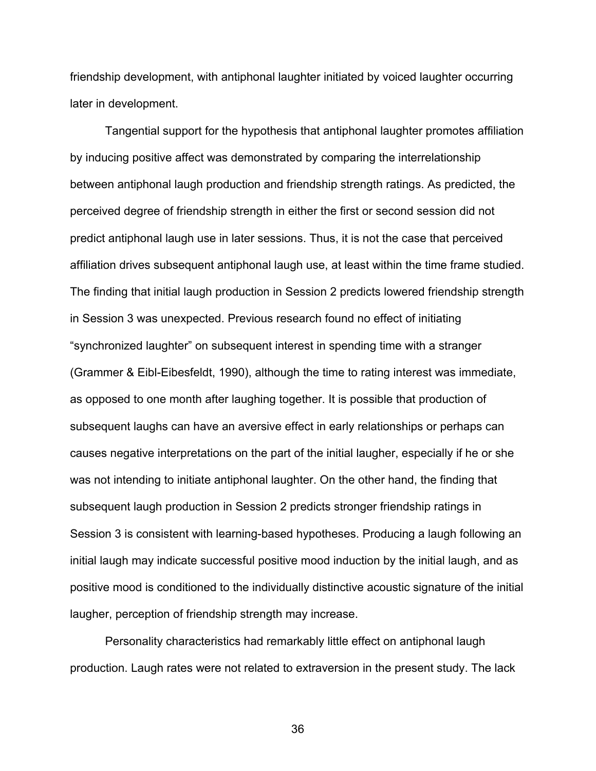friendship development, with antiphonal laughter initiated by voiced laughter occurring later in development.

Tangential support for the hypothesis that antiphonal laughter promotes affiliation by inducing positive affect was demonstrated by comparing the interrelationship between antiphonal laugh production and friendship strength ratings. As predicted, the perceived degree of friendship strength in either the first or second session did not predict antiphonal laugh use in later sessions. Thus, it is not the case that perceived affiliation drives subsequent antiphonal laugh use, at least within the time frame studied. The finding that initial laugh production in Session 2 predicts lowered friendship strength in Session 3 was unexpected. Previous research found no effect of initiating "synchronized laughter" on subsequent interest in spending time with a stranger (Grammer & Eibl-Eibesfeldt, 1990), although the time to rating interest was immediate, as opposed to one month after laughing together. It is possible that production of subsequent laughs can have an aversive effect in early relationships or perhaps can causes negative interpretations on the part of the initial laugher, especially if he or she was not intending to initiate antiphonal laughter. On the other hand, the finding that subsequent laugh production in Session 2 predicts stronger friendship ratings in Session 3 is consistent with learning-based hypotheses. Producing a laugh following an initial laugh may indicate successful positive mood induction by the initial laugh, and as positive mood is conditioned to the individually distinctive acoustic signature of the initial laugher, perception of friendship strength may increase.

Personality characteristics had remarkably little effect on antiphonal laugh production. Laugh rates were not related to extraversion in the present study. The lack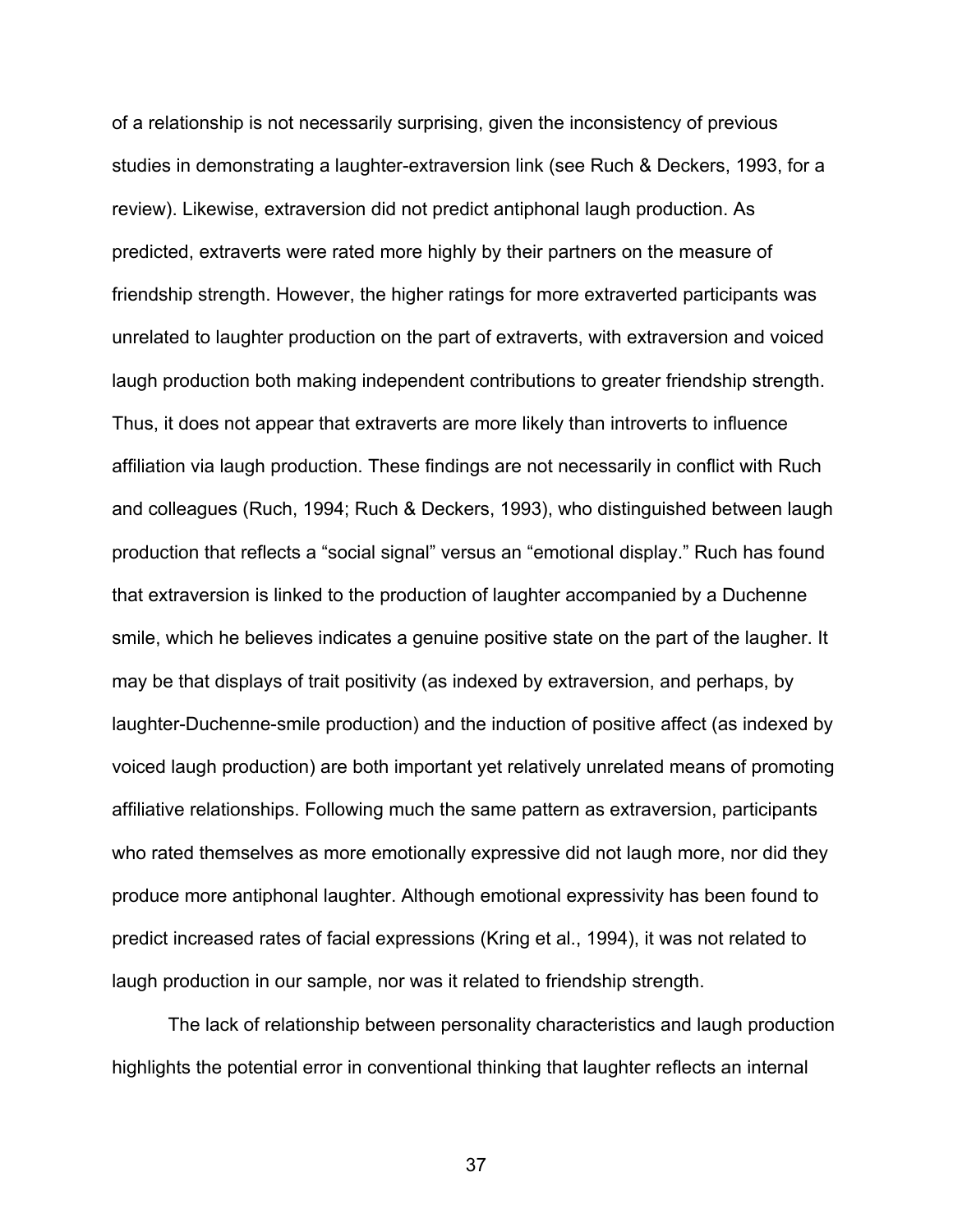of a relationship is not necessarily surprising, given the inconsistency of previous studies in demonstrating a laughter-extraversion link (see Ruch & Deckers, 1993, for a review). Likewise, extraversion did not predict antiphonal laugh production. As predicted, extraverts were rated more highly by their partners on the measure of friendship strength. However, the higher ratings for more extraverted participants was unrelated to laughter production on the part of extraverts, with extraversion and voiced laugh production both making independent contributions to greater friendship strength. Thus, it does not appear that extraverts are more likely than introverts to influence affiliation via laugh production. These findings are not necessarily in conflict with Ruch and colleagues (Ruch, 1994; Ruch & Deckers, 1993), who distinguished between laugh production that reflects a "social signal" versus an "emotional display." Ruch has found that extraversion is linked to the production of laughter accompanied by a Duchenne smile, which he believes indicates a genuine positive state on the part of the laugher. It may be that displays of trait positivity (as indexed by extraversion, and perhaps, by laughter-Duchenne-smile production) and the induction of positive affect (as indexed by voiced laugh production) are both important yet relatively unrelated means of promoting affiliative relationships. Following much the same pattern as extraversion, participants who rated themselves as more emotionally expressive did not laugh more, nor did they produce more antiphonal laughter. Although emotional expressivity has been found to predict increased rates of facial expressions (Kring et al., 1994), it was not related to laugh production in our sample, nor was it related to friendship strength.

The lack of relationship between personality characteristics and laugh production highlights the potential error in conventional thinking that laughter reflects an internal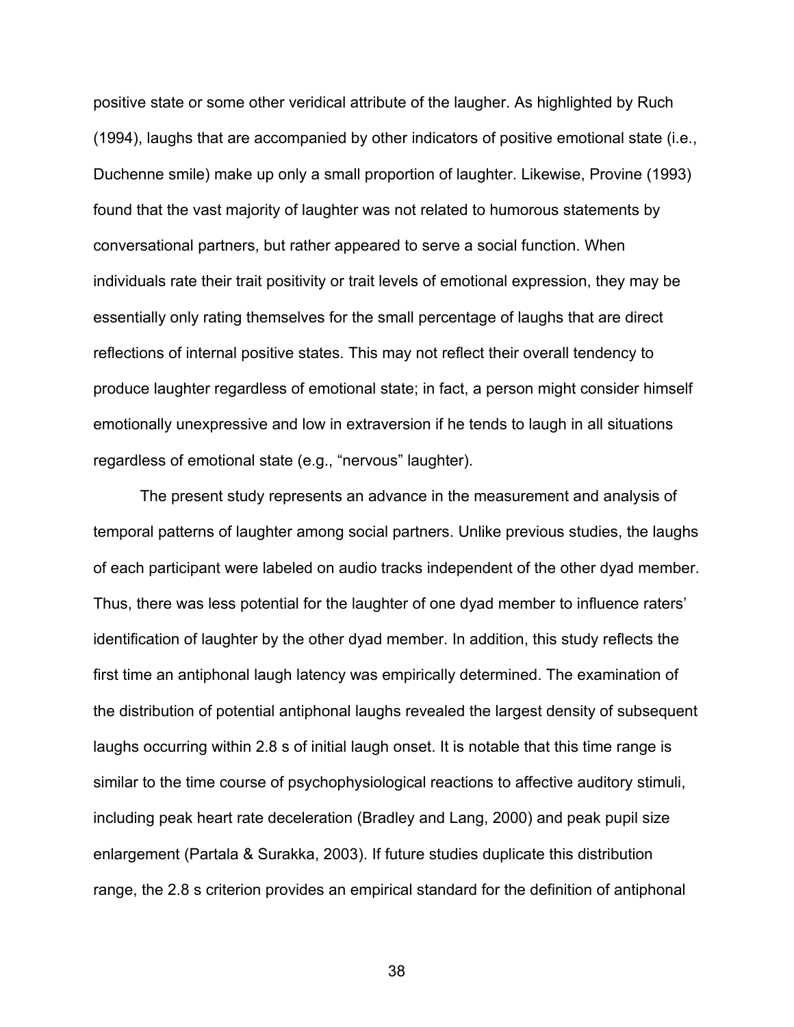positive state or some other veridical attribute of the laugher. As highlighted by Ruch (1994), laughs that are accompanied by other indicators of positive emotional state (i.e., Duchenne smile) make up only a small proportion of laughter. Likewise, Provine (1993) found that the vast majority of laughter was not related to humorous statements by conversational partners, but rather appeared to serve a social function. When individuals rate their trait positivity or trait levels of emotional expression, they may be essentially only rating themselves for the small percentage of laughs that are direct reflections of internal positive states. This may not reflect their overall tendency to produce laughter regardless of emotional state; in fact, a person might consider himself emotionally unexpressive and low in extraversion if he tends to laugh in all situations regardless of emotional state (e.g., "nervous" laughter).

The present study represents an advance in the measurement and analysis of temporal patterns of laughter among social partners. Unlike previous studies, the laughs of each participant were labeled on audio tracks independent of the other dyad member. Thus, there was less potential for the laughter of one dyad member to influence raters' identification of laughter by the other dyad member. In addition, this study reflects the first time an antiphonal laugh latency was empirically determined. The examination of the distribution of potential antiphonal laughs revealed the largest density of subsequent laughs occurring within 2.8 s of initial laugh onset. It is notable that this time range is similar to the time course of psychophysiological reactions to affective auditory stimuli, including peak heart rate deceleration (Bradley and Lang, 2000) and peak pupil size enlargement (Partala & Surakka, 2003). If future studies duplicate this distribution range, the 2.8 s criterion provides an empirical standard for the definition of antiphonal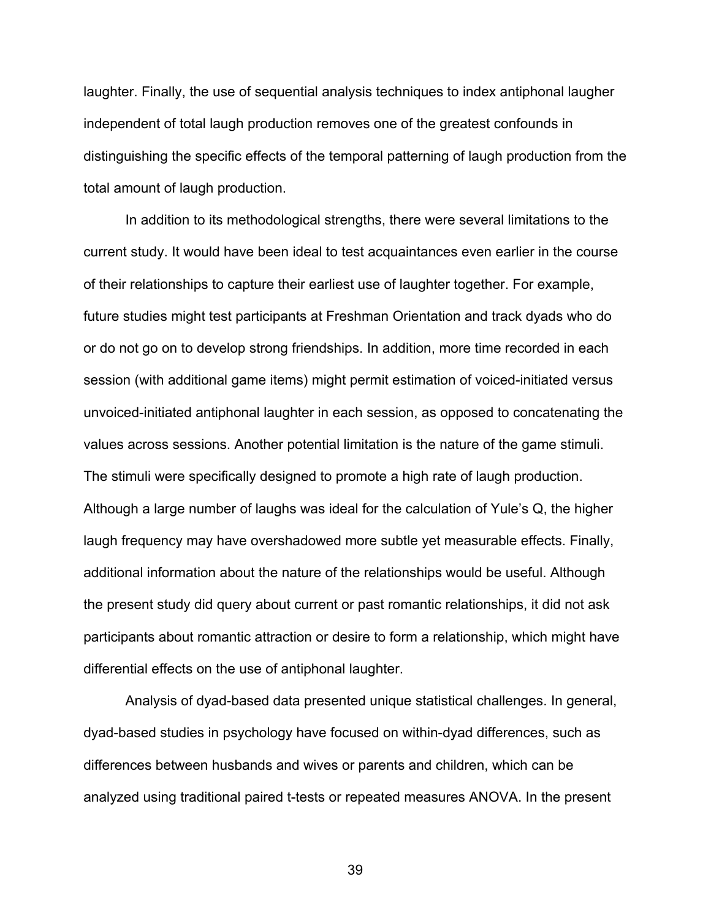laughter. Finally, the use of sequential analysis techniques to index antiphonal laugher independent of total laugh production removes one of the greatest confounds in distinguishing the specific effects of the temporal patterning of laugh production from the total amount of laugh production.

In addition to its methodological strengths, there were several limitations to the current study. It would have been ideal to test acquaintances even earlier in the course of their relationships to capture their earliest use of laughter together. For example, future studies might test participants at Freshman Orientation and track dyads who do or do not go on to develop strong friendships. In addition, more time recorded in each session (with additional game items) might permit estimation of voiced-initiated versus unvoiced-initiated antiphonal laughter in each session, as opposed to concatenating the values across sessions. Another potential limitation is the nature of the game stimuli. The stimuli were specifically designed to promote a high rate of laugh production. Although a large number of laughs was ideal for the calculation of Yule's Q, the higher laugh frequency may have overshadowed more subtle yet measurable effects. Finally, additional information about the nature of the relationships would be useful. Although the present study did query about current or past romantic relationships, it did not ask participants about romantic attraction or desire to form a relationship, which might have differential effects on the use of antiphonal laughter.

Analysis of dyad-based data presented unique statistical challenges. In general, dyad-based studies in psychology have focused on within-dyad differences, such as differences between husbands and wives or parents and children, which can be analyzed using traditional paired t-tests or repeated measures ANOVA. In the present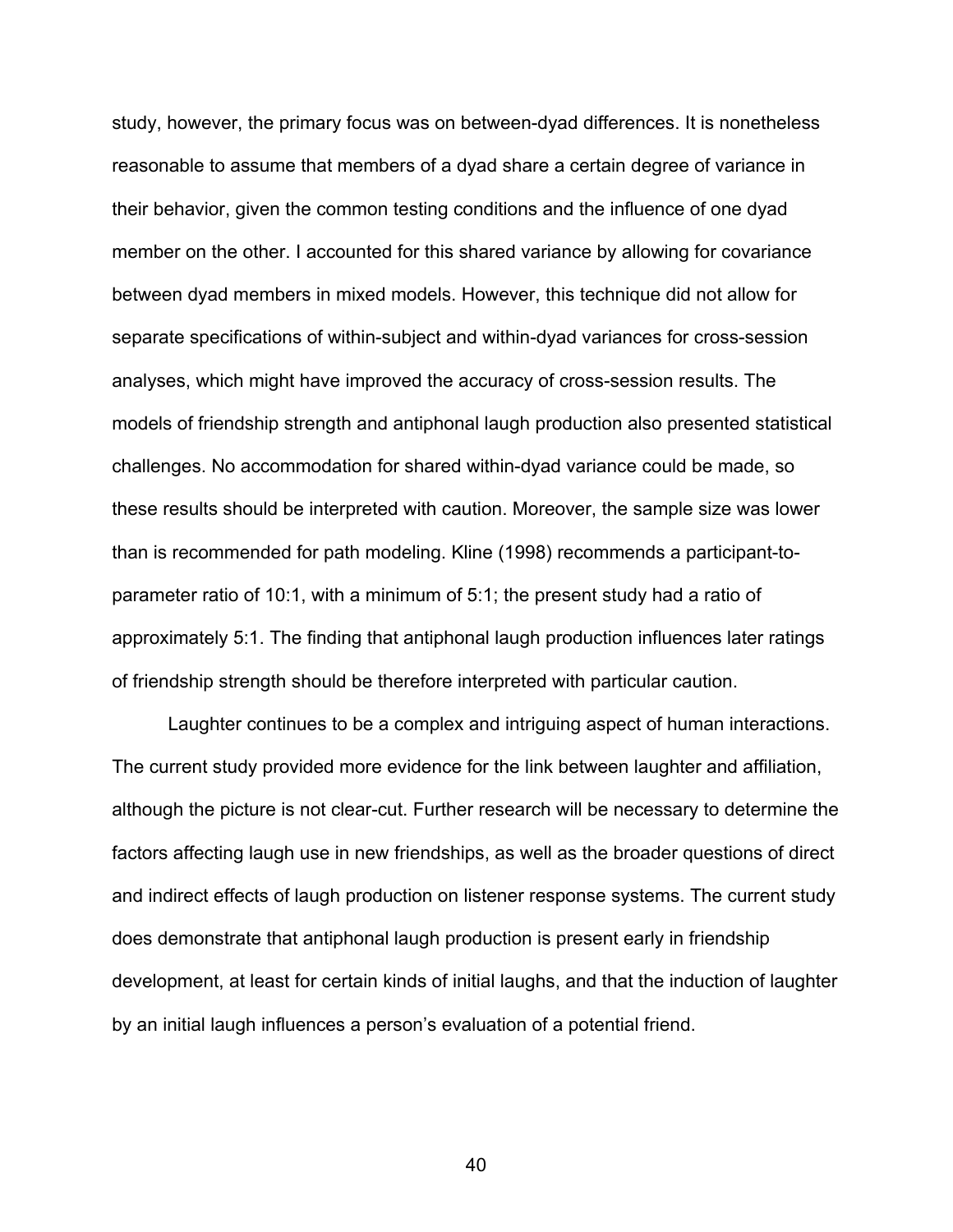study, however, the primary focus was on between-dyad differences. It is nonetheless reasonable to assume that members of a dyad share a certain degree of variance in their behavior, given the common testing conditions and the influence of one dyad member on the other. I accounted for this shared variance by allowing for covariance between dyad members in mixed models. However, this technique did not allow for separate specifications of within-subject and within-dyad variances for cross-session analyses, which might have improved the accuracy of cross-session results. The models of friendship strength and antiphonal laugh production also presented statistical challenges. No accommodation for shared within-dyad variance could be made, so these results should be interpreted with caution. Moreover, the sample size was lower than is recommended for path modeling. Kline (1998) recommends a participant-to-parameter ratio of 10:1, with a minimum of 5:1; the present study had a ratio of approximately 5:1. The finding that antiphonal laugh production influences later ratings of friendship strength should be therefore interpreted with particular caution.

Laughter continues to be a complex and intriguing aspect of human interactions. The current study provided more evidence for the link between laughter and affiliation, although the picture is not clear-cut. Further research will be necessary to determine the factors affecting laugh use in new friendships, as well as the broader questions of direct and indirect effects of laugh production on listener response systems. The current study does demonstrate that antiphonal laugh production is present early in friendship development, at least for certain kinds of initial laughs, and that the induction of laughter by an initial laugh influences a person's evaluation of a potential friend.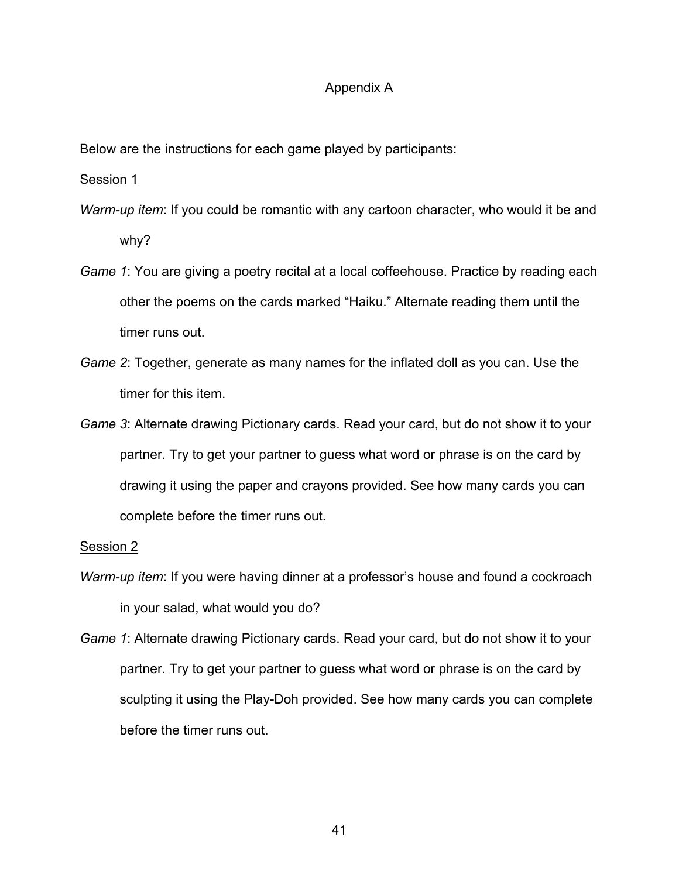# Appendix A

Below are the instructions for each game played by participants:

<u>Session 1</u>

*Warm-up item*: If you could be romantic with any cartoon character, who would it be and why?

*Game 1*: You are giving a poetry recital at a local coffeehouse. Practice by reading each other the poems on the cards marked “Haiku.” Alternate reading them until the timer runs out.

*Game 2*: Together, generate as many names for the inflated doll as you can. Use the timer for this item.

*Game 3*: Alternate drawing Pictionary cards. Read your card, but do not show it to your partner. Try to get your partner to guess what word or phrase is on the card by drawing it using the paper and crayons provided. See how many cards you can complete before the timer runs out.

<u>Session 2</u>

*Warm-up item*: If you were having dinner at a professor’s house and found a cockroach in your salad, what would you do?

*Game 1*: Alternate drawing Pictionary cards. Read your card, but do not show it to your partner. Try to get your partner to guess what word or phrase is on the card by sculpting it using the Play-Doh provided. See how many cards you can complete before the timer runs out.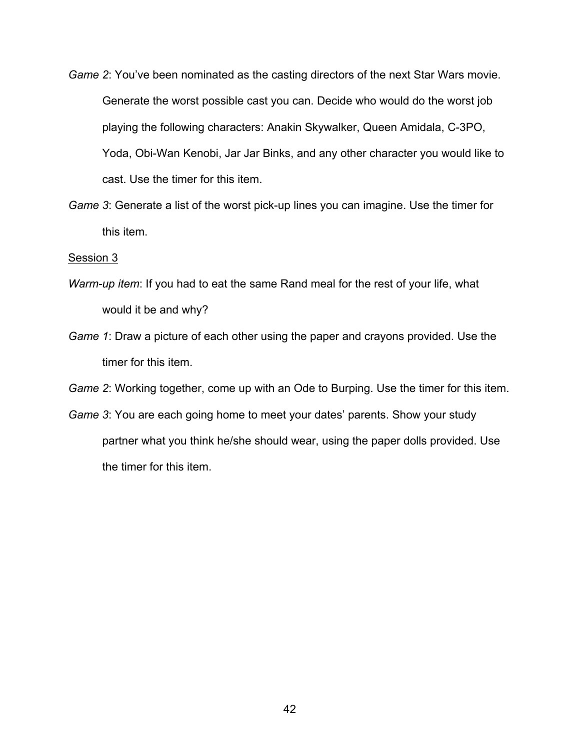*Game 2*: You've been nominated as the casting directors of the next Star Wars movie. Generate the worst possible cast you can. Decide who would do the worst job playing the following characters: Anakin Skywalker, Queen Amidala, C-3PO, Yoda, Obi-Wan Kenobi, Jar Jar Binks, and any other character you would like to cast. Use the timer for this item.

*Game 3*: Generate a list of the worst pick-up lines you can imagine. Use the timer for this item.

<u>Session 3</u>

*Warm-up item*: If you had to eat the same Rand meal for the rest of your life, what would it be and why?

*Game 1*: Draw a picture of each other using the paper and crayons provided. Use the timer for this item.

*Game 2*: Working together, come up with an Ode to Burping. Use the timer for this item.

*Game 3*: You are each going home to meet your dates' parents. Show your study partner what you think he/she should wear, using the paper dolls provided. Use the timer for this item.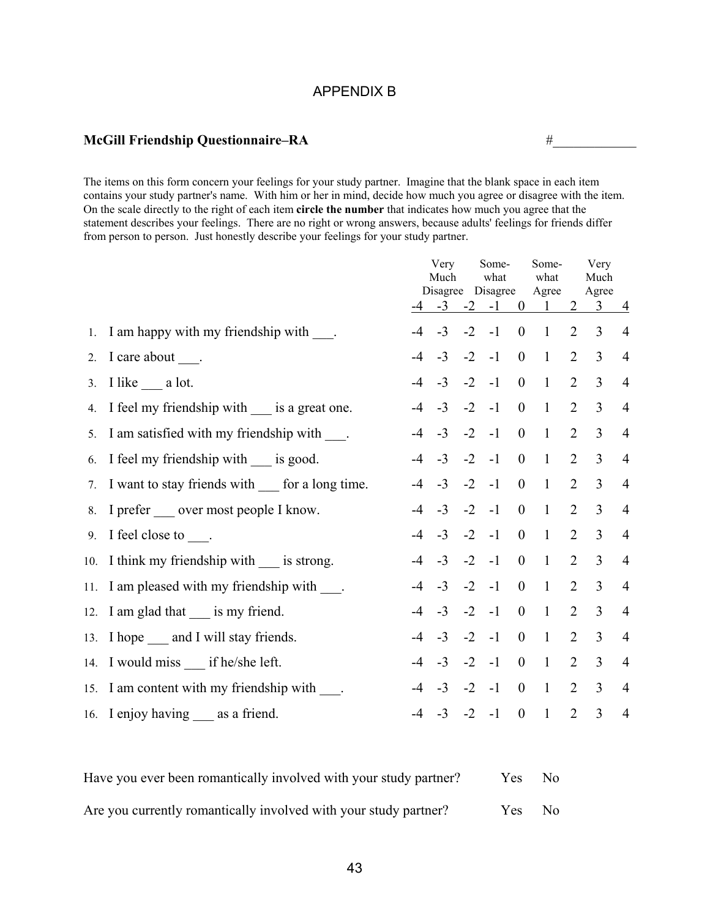# APPENDIX B

**McGill Friendship Questionnaire–RA** #____________

The items on this form concern your feelings for your study partner. Imagine that the blank space in each item contains your study partner's name. With him or her in mind, decide how much you agree or disagree with the item. On the scale directly to the right of each item **circle the number** that indicates how much you agree that the statement describes your feelings. There are no right or wrong answers, because adults' feelings for friends differ from person to person. Just honestly describe your feelings for your study partner.

| | | Very Much Disagree | | Somewhat Disagree | | | Somewhat Agree | | Very Much Agree | |
|---|---|---|---|---|---|---|---|---|---|---|
| | | -4 | -3 | -2 | -1 | 0 | 1 | 2 | 3 | 4 |
| 1. | I am happy with my friendship with ___. | -4 | -3 | -2 | -1 | 0 | 1 | 2 | 3 | 4 |
| 2. | I care about ___. | -4 | -3 | -2 | -1 | 0 | 1 | 2 | 3 | 4 |
| 3. | I like ___ a lot. | -4 | -3 | -2 | -1 | 0 | 1 | 2 | 3 | 4 |
| 4. | I feel my friendship with ___ is a great one. | -4 | -3 | -2 | -1 | 0 | 1 | 2 | 3 | 4 |
| 5. | I am satisfied with my friendship with ___. | -4 | -3 | -2 | -1 | 0 | 1 | 2 | 3 | 4 |
| 6. | I feel my friendship with ___ is good. | -4 | -3 | -2 | -1 | 0 | 1 | 2 | 3 | 4 |
| 7. | I want to stay friends with ___ for a long time. | -4 | -3 | -2 | -1 | 0 | 1 | 2 | 3 | 4 |
| 8. | I prefer ___ over most people I know. | -4 | -3 | -2 | -1 | 0 | 1 | 2 | 3 | 4 |
| 9. | I feel close to ___. | -4 | -3 | -2 | -1 | 0 | 1 | 2 | 3 | 4 |
| 10. | I think my friendship with ___ is strong. | -4 | -3 | -2 | -1 | 0 | 1 | 2 | 3 | 4 |
| 11. | I am pleased with my friendship with ___. | -4 | -3 | -2 | -1 | 0 | 1 | 2 | 3 | 4 |
| 12. | I am glad that ___ is my friend. | -4 | -3 | -2 | -1 | 0 | 1 | 2 | 3 | 4 |
| 13. | I hope ___ and I will stay friends. | -4 | -3 | -2 | -1 | 0 | 1 | 2 | 3 | 4 |
| 14. | I would miss ___ if he/she left. | -4 | -3 | -2 | -1 | 0 | 1 | 2 | 3 | 4 |
| 15. | I am content with my friendship with ___. | -4 | -3 | -2 | -1 | 0 | 1 | 2 | 3 | 4 |
| 16. | I enjoy having ___ as a friend. | -4 | -3 | -2 | -1 | 0 | 1 | 2 | 3 | 4 |

Have you ever been romantically involved with your study partner? Yes No

Are you currently romantically involved with your study partner? Yes No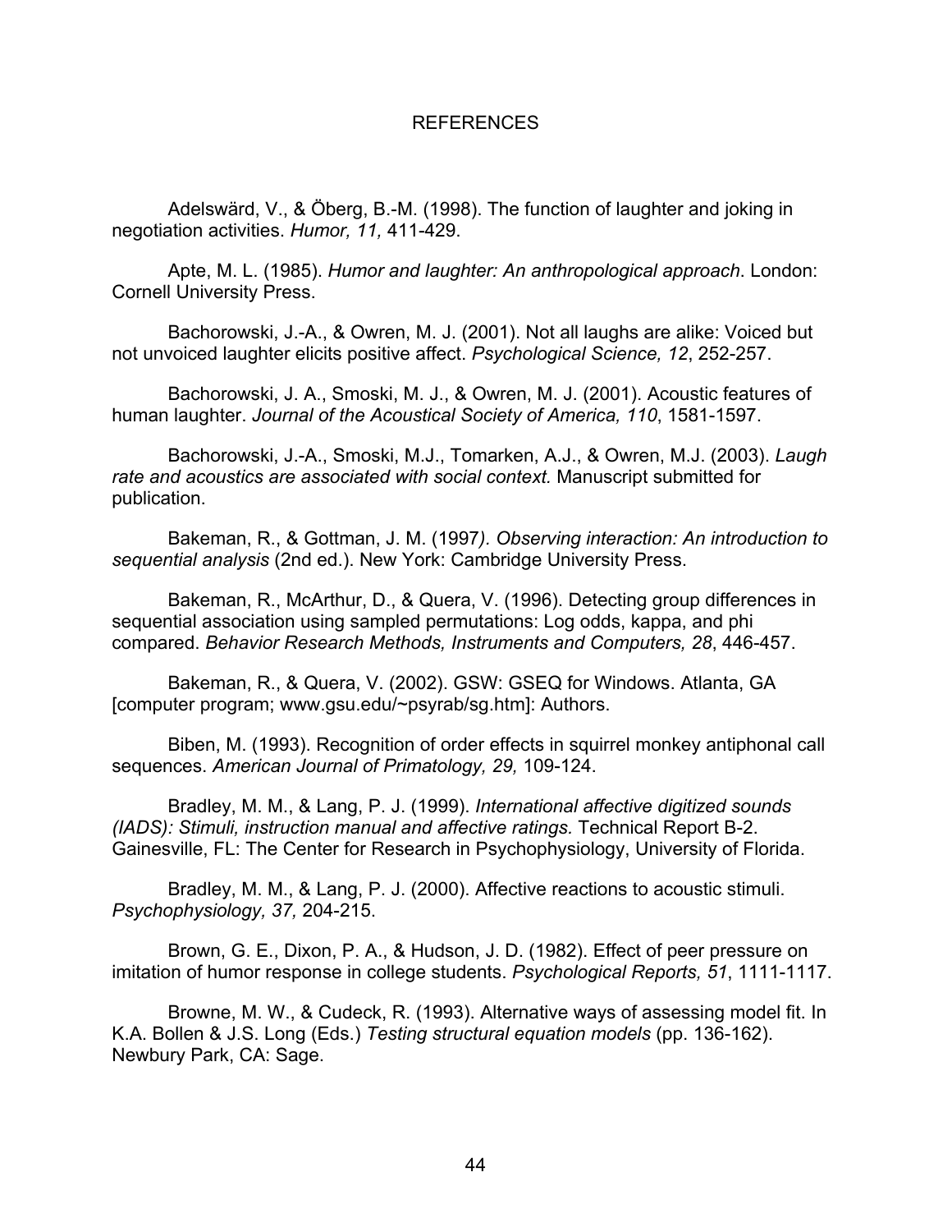# REFERENCES

Adelswärd, V., & Öberg, B.-M. (1998). The function of laughter and joking in negotiation activities. *Humor, 11,* 411-429.

Apte, M. L. (1985). *Humor and laughter: An anthropological approach*. London: Cornell University Press.

Bachorowski, J.-A., & Owren, M. J. (2001). Not all laughs are alike: Voiced but not unvoiced laughter elicits positive affect. *Psychological Science, 12*, 252-257.

Bachorowski, J. A., Smoski, M. J., & Owren, M. J. (2001). Acoustic features of human laughter. *Journal of the Acoustical Society of America, 110*, 1581-1597.

Bachorowski, J.-A., Smoski, M.J., Tomarken, A.J., & Owren, M.J. (2003). *Laugh rate and acoustics are associated with social context.* Manuscript submitted for publication.

Bakeman, R., & Gottman, J. M. (1997*). Observing interaction: An introduction to sequential analysis* (2nd ed.). New York: Cambridge University Press.

Bakeman, R., McArthur, D., & Quera, V. (1996). Detecting group differences in sequential association using sampled permutations: Log odds, kappa, and phi compared. *Behavior Research Methods, Instruments and Computers, 28*, 446-457.

Bakeman, R., & Quera, V. (2002). GSW: GSEQ for Windows. Atlanta, GA [computer program; www.gsu.edu/~psyrab/sg.htm]: Authors.

Biben, M. (1993). Recognition of order effects in squirrel monkey antiphonal call sequences. *American Journal of Primatology, 29,* 109-124.

Bradley, M. M., & Lang, P. J. (1999). *International affective digitized sounds (IADS): Stimuli, instruction manual and affective ratings.* Technical Report B-2. Gainesville, FL: The Center for Research in Psychophysiology, University of Florida.

Bradley, M. M., & Lang, P. J. (2000). Affective reactions to acoustic stimuli. *Psychophysiology, 37,* 204-215.

Brown, G. E., Dixon, P. A., & Hudson, J. D. (1982). Effect of peer pressure on imitation of humor response in college students. *Psychological Reports, 51*, 1111-1117.

Browne, M. W., & Cudeck, R. (1993). Alternative ways of assessing model fit. In K.A. Bollen & J.S. Long (Eds.) *Testing structural equation models* (pp. 136-162). Newbury Park, CA: Sage.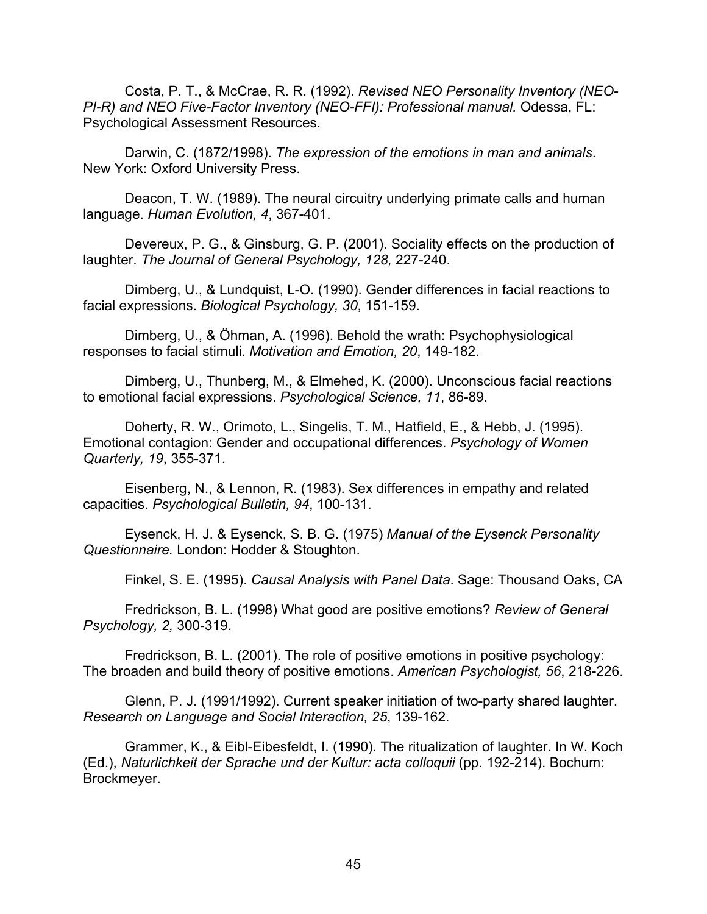Costa, P. T., & McCrae, R. R. (1992). *Revised NEO Personality Inventory (NEO-PI-R) and NEO Five-Factor Inventory (NEO-FFI): Professional manual.* Odessa, FL: Psychological Assessment Resources.

Darwin, C. (1872/1998). *The expression of the emotions in man and animals*. New York: Oxford University Press.

Deacon, T. W. (1989). The neural circuitry underlying primate calls and human language. *Human Evolution, 4*, 367-401.

Devereux, P. G., & Ginsburg, G. P. (2001). Sociality effects on the production of laughter. *The Journal of General Psychology, 128,* 227-240.

Dimberg, U., & Lundquist, L-O. (1990). Gender differences in facial reactions to facial expressions. *Biological Psychology, 30*, 151-159.

Dimberg, U., & Öhman, A. (1996). Behold the wrath: Psychophysiological responses to facial stimuli. *Motivation and Emotion, 20*, 149-182.

Dimberg, U., Thunberg, M., & Elmehed, K. (2000). Unconscious facial reactions to emotional facial expressions. *Psychological Science, 11*, 86-89.

Doherty, R. W., Orimoto, L., Singelis, T. M., Hatfield, E., & Hebb, J. (1995). Emotional contagion: Gender and occupational differences. *Psychology of Women Quarterly, 19*, 355-371.

Eisenberg, N., & Lennon, R. (1983). Sex differences in empathy and related capacities. *Psychological Bulletin, 94*, 100-131.

Eysenck, H. J. & Eysenck, S. B. G. (1975) *Manual of the Eysenck Personality Questionnaire.* London: Hodder & Stoughton.

Finkel, S. E. (1995). *Causal Analysis with Panel Data*. Sage: Thousand Oaks, CA

Fredrickson, B. L. (1998) What good are positive emotions? *Review of General Psychology, 2,* 300-319.

Fredrickson, B. L. (2001). The role of positive emotions in positive psychology: The broaden and build theory of positive emotions. *American Psychologist, 56*, 218-226.

Glenn, P. J. (1991/1992). Current speaker initiation of two-party shared laughter. *Research on Language and Social Interaction, 25*, 139-162.

Grammer, K., & Eibl-Eibesfeldt, I. (1990). The ritualization of laughter. In W. Koch (Ed.), *Naturlichkeit der Sprache und der Kultur: acta colloquii* (pp. 192-214). Bochum: Brockmeyer.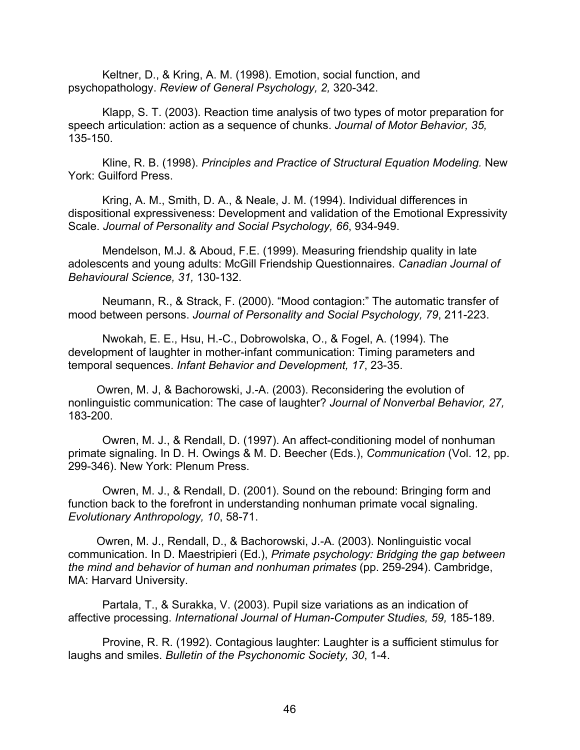Keltner, D., & Kring, A. M. (1998). Emotion, social function, and psychopathology. *Review of General Psychology, 2,* 320-342.

Klapp, S. T. (2003). Reaction time analysis of two types of motor preparation for speech articulation: action as a sequence of chunks. *Journal of Motor Behavior, 35,* 135-150.

Kline, R. B. (1998). *Principles and Practice of Structural Equation Modeling.* New York: Guilford Press.

Kring, A. M., Smith, D. A., & Neale, J. M. (1994). Individual differences in dispositional expressiveness: Development and validation of the Emotional Expressivity Scale. *Journal of Personality and Social Psychology, 66*, 934-949.

Mendelson, M.J. & Aboud, F.E. (1999). Measuring friendship quality in late adolescents and young adults: McGill Friendship Questionnaires. *Canadian Journal of Behavioural Science, 31,* 130-132.

Neumann, R., & Strack, F. (2000). "Mood contagion:" The automatic transfer of mood between persons. *Journal of Personality and Social Psychology, 79*, 211-223.

Nwokah, E. E., Hsu, H.-C., Dobrowolska, O., & Fogel, A. (1994). The development of laughter in mother-infant communication: Timing parameters and temporal sequences. *Infant Behavior and Development, 17*, 23-35.

Owren, M. J, & Bachorowski, J.-A. (2003). Reconsidering the evolution of nonlinguistic communication: The case of laughter? *Journal of Nonverbal Behavior, 27,* 183-200.

Owren, M. J., & Rendall, D. (1997). An affect-conditioning model of nonhuman primate signaling. In D. H. Owings & M. D. Beecher (Eds.), *Communication* (Vol. 12, pp. 299-346). New York: Plenum Press.

Owren, M. J., & Rendall, D. (2001). Sound on the rebound: Bringing form and function back to the forefront in understanding nonhuman primate vocal signaling. *Evolutionary Anthropology, 10*, 58-71.

Owren, M. J., Rendall, D., & Bachorowski, J.-A. (2003). Nonlinguistic vocal communication. In D. Maestripieri (Ed.), *Primate psychology: Bridging the gap between the mind and behavior of human and nonhuman primates* (pp. 259-294). Cambridge, MA: Harvard University.

Partala, T., & Surakka, V. (2003). Pupil size variations as an indication of affective processing. *International Journal of Human-Computer Studies, 59,* 185-189.

Provine, R. R. (1992). Contagious laughter: Laughter is a sufficient stimulus for laughs and smiles. *Bulletin of the Psychonomic Society, 30*, 1-4.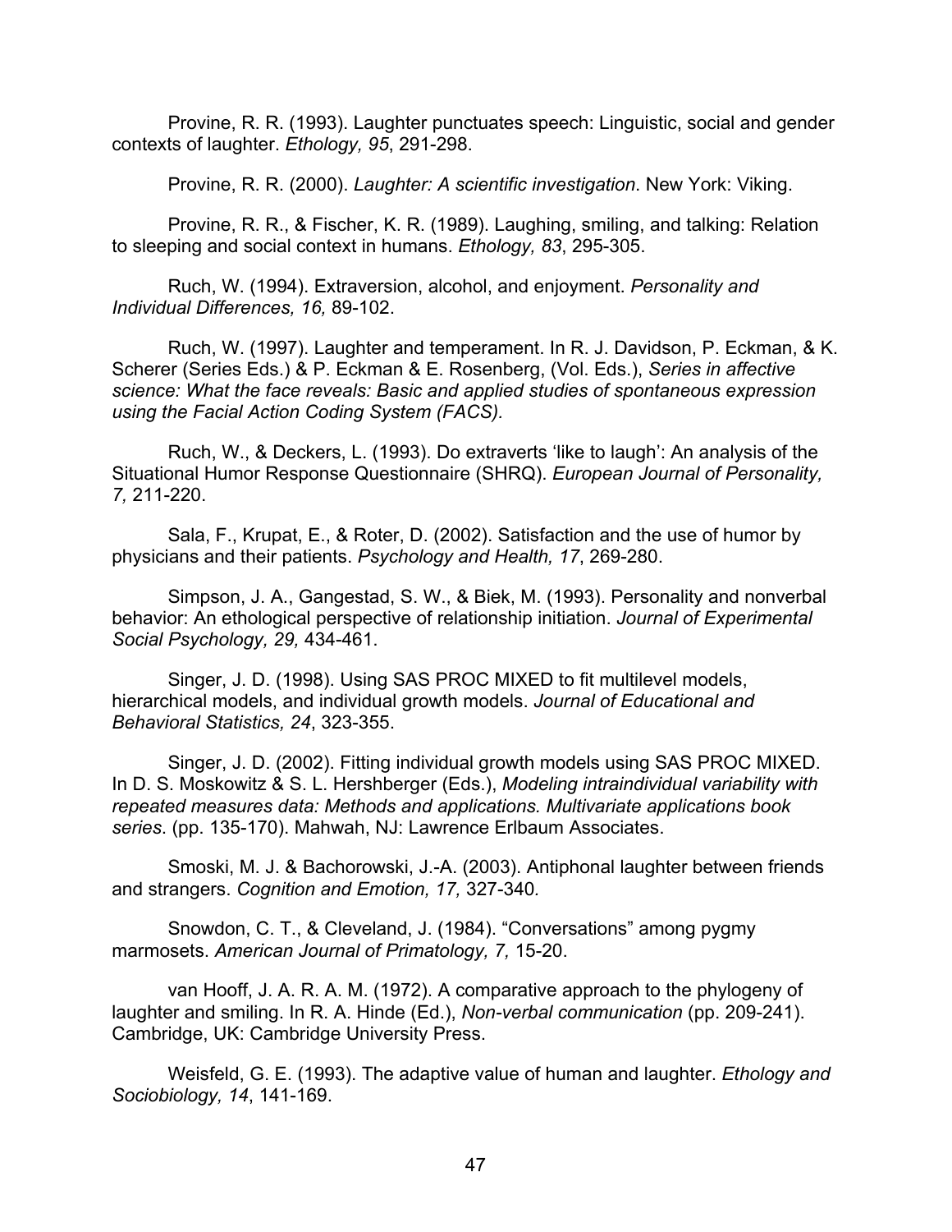Provine, R. R. (1993). Laughter punctuates speech: Linguistic, social and gender contexts of laughter. *Ethology, 95*, 291-298.

Provine, R. R. (2000). *Laughter: A scientific investigation*. New York: Viking.

Provine, R. R., & Fischer, K. R. (1989). Laughing, smiling, and talking: Relation to sleeping and social context in humans. *Ethology, 83*, 295-305.

Ruch, W. (1994). Extraversion, alcohol, and enjoyment. *Personality and Individual Differences, 16,* 89-102.

Ruch, W. (1997). Laughter and temperament. In R. J. Davidson, P. Eckman, & K. Scherer (Series Eds.) & P. Eckman & E. Rosenberg, (Vol. Eds.), *Series in affective science: What the face reveals: Basic and applied studies of spontaneous expression using the Facial Action Coding System (FACS).*

Ruch, W., & Deckers, L. (1993). Do extraverts 'like to laugh': An analysis of the Situational Humor Response Questionnaire (SHRQ). *European Journal of Personality, 7,* 211-220.

Sala, F., Krupat, E., & Roter, D. (2002). Satisfaction and the use of humor by physicians and their patients. *Psychology and Health, 17*, 269-280.

Simpson, J. A., Gangestad, S. W., & Biek, M. (1993). Personality and nonverbal behavior: An ethological perspective of relationship initiation. *Journal of Experimental Social Psychology, 29,* 434-461.

Singer, J. D. (1998). Using SAS PROC MIXED to fit multilevel models, hierarchical models, and individual growth models. *Journal of Educational and Behavioral Statistics, 24*, 323-355.

Singer, J. D. (2002). Fitting individual growth models using SAS PROC MIXED. In D. S. Moskowitz & S. L. Hershberger (Eds.), *Modeling intraindividual variability with repeated measures data: Methods and applications. Multivariate applications book series*. (pp. 135-170). Mahwah, NJ: Lawrence Erlbaum Associates.

Smoski, M. J. & Bachorowski, J.-A. (2003). Antiphonal laughter between friends and strangers. *Cognition and Emotion, 17,* 327-340.

Snowdon, C. T., & Cleveland, J. (1984). "Conversations" among pygmy marmosets. *American Journal of Primatology, 7,* 15-20.

van Hooff, J. A. R. A. M. (1972). A comparative approach to the phylogeny of laughter and smiling. In R. A. Hinde (Ed.), *Non-verbal communication* (pp. 209-241). Cambridge, UK: Cambridge University Press.

Weisfeld, G. E. (1993). The adaptive value of human and laughter. *Ethology and Sociobiology, 14*, 141-169.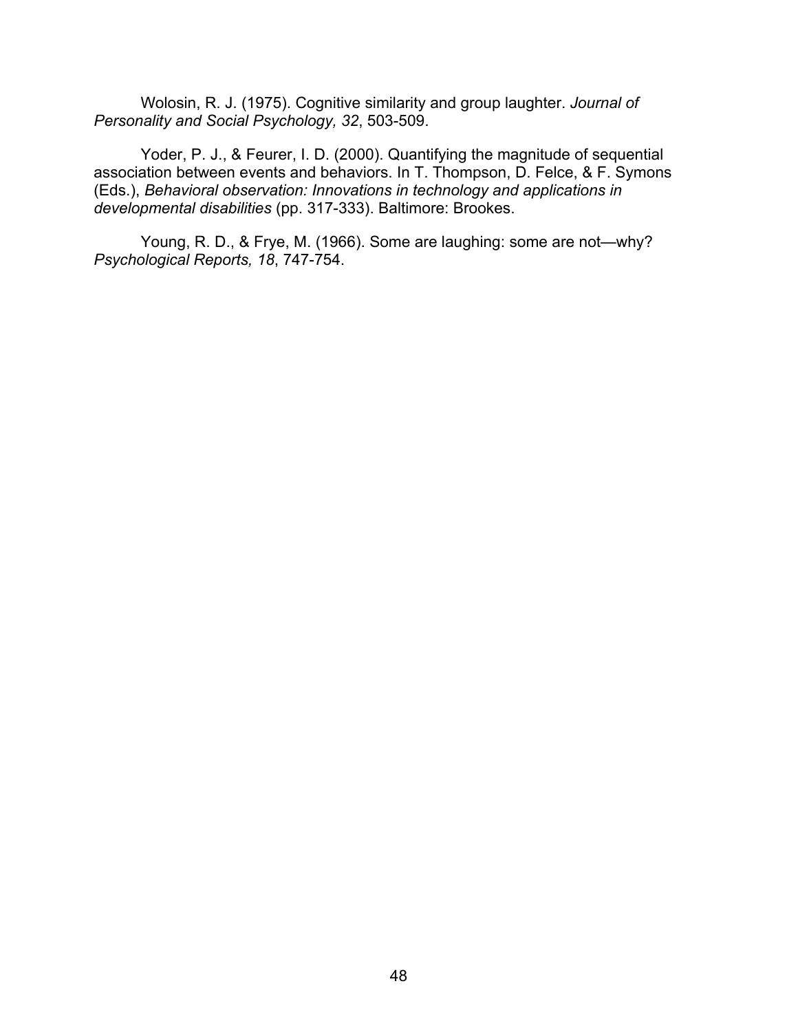Wolosin, R. J. (1975). Cognitive similarity and group laughter. *Journal of Personality and Social Psychology, 32*, 503-509.

Yoder, P. J., & Feurer, I. D. (2000). Quantifying the magnitude of sequential association between events and behaviors. In T. Thompson, D. Felce, & F. Symons (Eds.), *Behavioral observation: Innovations in technology and applications in developmental disabilities* (pp. 317-333). Baltimore: Brookes.

Young, R. D., & Frye, M. (1966). Some are laughing: some are not—why? *Psychological Reports, 18*, 747-754.